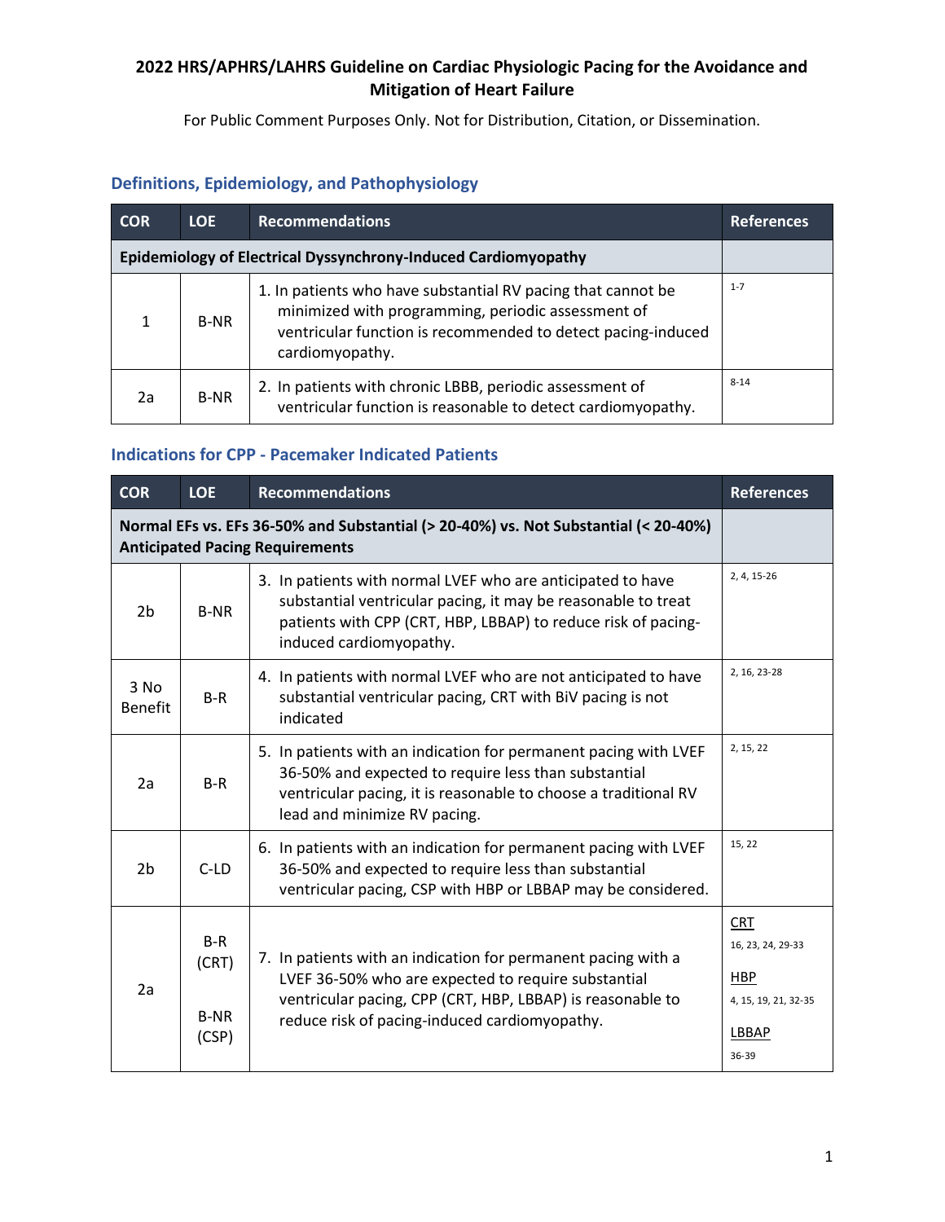# 2022 HRS/APHRS/LAHRS Guideline on Cardiac Physiologic Pacing for the Avoidance and Mitigation of Heart Failure

For Public Comment Purposes Only. Not for Distribution, Citation, or Dissemination.

## Definitions, Epidemiology, and Pathophysiology

| COR | LOE | Recommendations | References |
|---|---|---|---|
| **Epidemiology of Electrical Dyssynchrony-Induced Cardiomyopathy** | | | |
| 1 | B-NR | 1. In patients who have substantial RV pacing that cannot be minimized with programming, periodic assessment of ventricular function is recommended to detect pacing-induced cardiomyopathy. | 1-7 |
| 2a | B-NR | 2. In patients with chronic LBBB, periodic assessment of ventricular function is reasonable to detect cardiomyopathy. | 8-14 |

## Indications for CPP - Pacemaker Indicated Patients

| COR | LOE | Recommendations | References |
|---|---|---|---|
| **Normal EFs vs. EFs 36-50% and Substantial (> 20-40%) vs. Not Substantial (< 20-40%) Anticipated Pacing Requirements** | | | |
| 2b | B-NR | 3. In patients with normal LVEF who are anticipated to have substantial ventricular pacing, it may be reasonable to treat patients with CPP (CRT, HBP, LBBAP) to reduce risk of pacing-induced cardiomyopathy. | 2, 4, 15-26 |
| 3 No Benefit | B-R | 4. In patients with normal LVEF who are not anticipated to have substantial ventricular pacing, CRT with BiV pacing is not indicated | 2, 16, 23-28 |
| 2a | B-R | 5. In patients with an indication for permanent pacing with LVEF 36-50% and expected to require less than substantial ventricular pacing, it is reasonable to choose a traditional RV lead and minimize RV pacing. | 2, 15, 22 |
| 2b | C-LD | 6. In patients with an indication for permanent pacing with LVEF 36-50% and expected to require less than substantial ventricular pacing, CSP with HBP or LBBAP may be considered. | 15, 22 |
| 2a | B-R (CRT)<br>B-NR (CSP) | 7. In patients with an indication for permanent pacing with a LVEF 36-50% who are expected to require substantial ventricular pacing, CPP (CRT, HBP, LBBAP) is reasonable to reduce risk of pacing-induced cardiomyopathy. | CRT 16, 23, 24, 29-33<br>HBP 4, 15, 19, 21, 32-35<br>LBBAP 36-39 |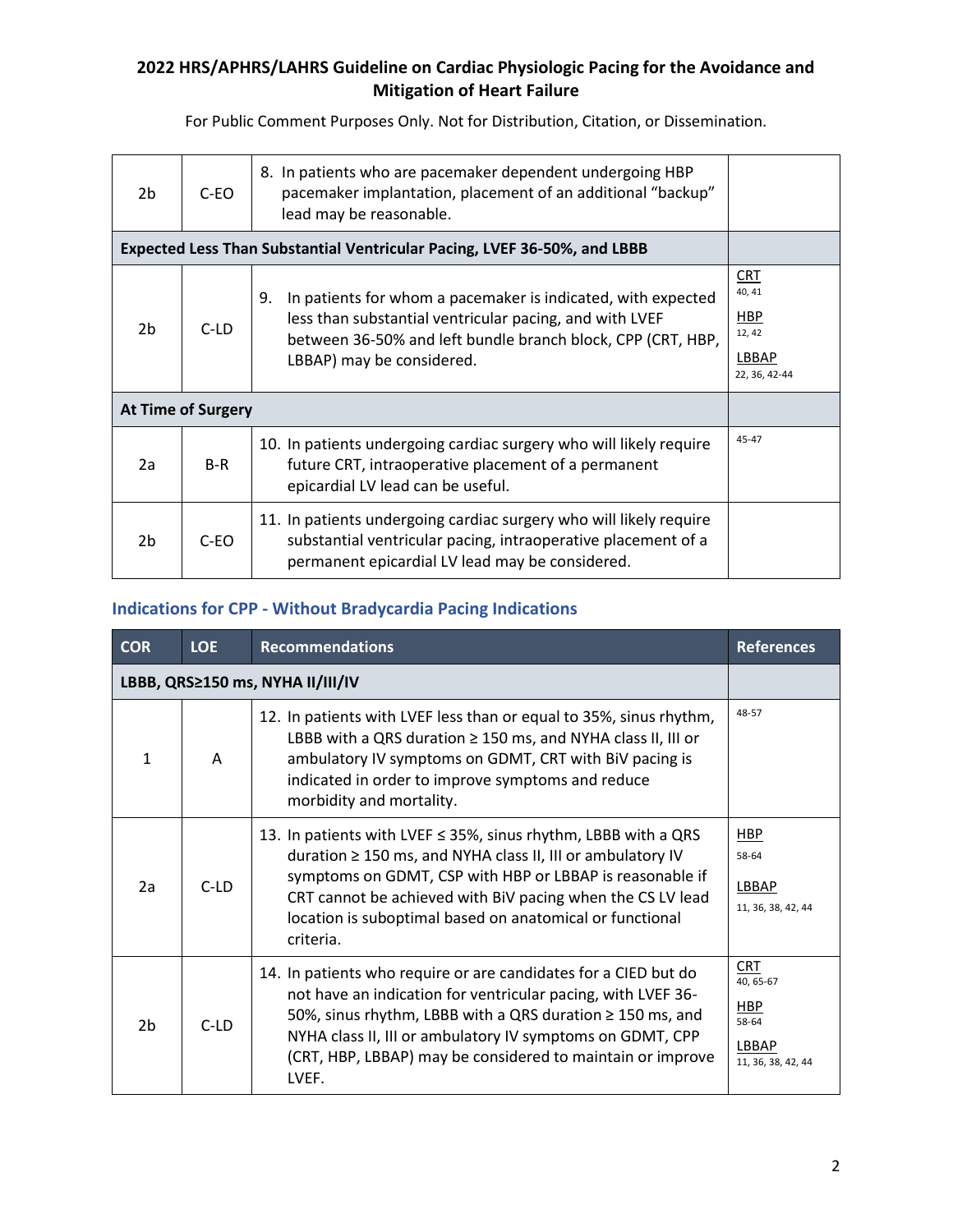| | | | |
|---|---|---|---|
| 2b | C-EO | 8. In patients who are pacemaker dependent undergoing HBP pacemaker implantation, placement of an additional "backup" lead may be reasonable. | |
| **Expected Less Than Substantial Ventricular Pacing, LVEF 36-50%, and LBBB** | | | |
| 2b | C-LD | 9. In patients for whom a pacemaker is indicated, with expected less than substantial ventricular pacing, and with LVEF between 36-50% and left bundle branch block, CPP (CRT, HBP, LBBAP) may be considered. | CRT 40, 41<br>HBP 12, 42<br>LBBAP 22, 36, 42-44 |
| **At Time of Surgery** | | | |
| 2a | B-R | 10. In patients undergoing cardiac surgery who will likely require future CRT, intraoperative placement of a permanent epicardial LV lead can be useful. | 45-47 |
| 2b | C-EO | 11. In patients undergoing cardiac surgery who will likely require substantial ventricular pacing, intraoperative placement of a permanent epicardial LV lead may be considered. | |

### Indications for CPP - Without Bradycardia Pacing Indications

| COR | LOE | Recommendations | References |
|---|---|---|---|
| **LBBB, QRS≥150 ms, NYHA II/III/IV** | | | |
| 1 | A | 12. In patients with LVEF less than or equal to 35%, sinus rhythm, LBBB with a QRS duration ≥ 150 ms, and NYHA class II, III or ambulatory IV symptoms on GDMT, CRT with BiV pacing is indicated in order to improve symptoms and reduce morbidity and mortality. | 48-57 |
| 2a | C-LD | 13. In patients with LVEF ≤ 35%, sinus rhythm, LBBB with a QRS duration ≥ 150 ms, and NYHA class II, III or ambulatory IV symptoms on GDMT, CSP with HBP or LBBAP is reasonable if CRT cannot be achieved with BiV pacing when the CS LV lead location is suboptimal based on anatomical or functional criteria. | HBP 58-64<br>LBBAP 11, 36, 38, 42, 44 |
| 2b | C-LD | 14. In patients who require or are candidates for a CIED but do not have an indication for ventricular pacing, with LVEF 36-50%, sinus rhythm, LBBB with a QRS duration ≥ 150 ms, and NYHA class II, III or ambulatory IV symptoms on GDMT, CPP (CRT, HBP, LBBAP) may be considered to maintain or improve LVEF. | CRT 40, 65-67<br>HBP 58-64<br>LBBAP 11, 36, 38, 42, 44 |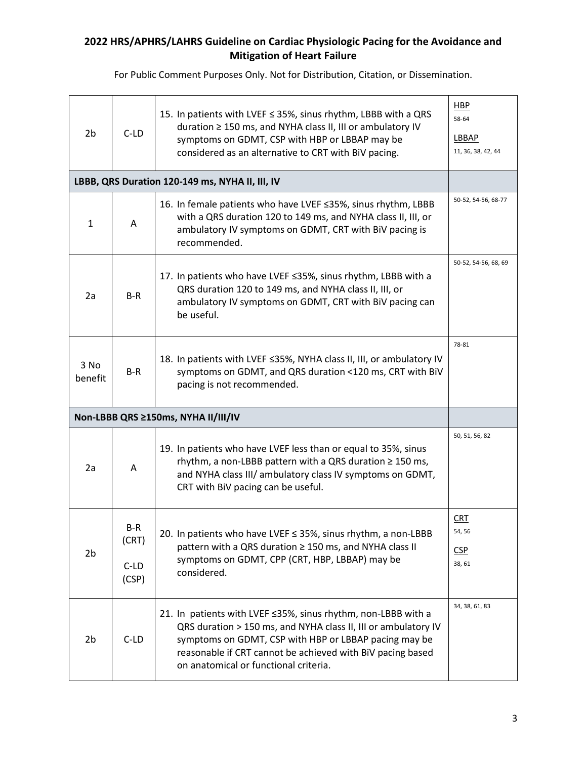## 2022 HRS/APHRS/LAHRS Guideline on Cardiac Physiologic Pacing for the Avoidance and Mitigation of Heart Failure

For Public Comment Purposes Only. Not for Distribution, Citation, or Dissemination.

| | | | |
|---|---|---|---|
| 2b | C-LD | 15. In patients with LVEF ≤ 35%, sinus rhythm, LBBB with a QRS duration ≥ 150 ms, and NYHA class II, III or ambulatory IV symptoms on GDMT, CSP with HBP or LBBAP may be considered as an alternative to CRT with BiV pacing. | HBP 58-64 LBBAP 11, 36, 38, 42, 44 |
| **LBBB, QRS Duration 120-149 ms, NYHA II, III, IV** | | | |
| 1 | A | 16. In female patients who have LVEF ≤35%, sinus rhythm, LBBB with a QRS duration 120 to 149 ms, and NYHA class II, III, or ambulatory IV symptoms on GDMT, CRT with BiV pacing is recommended. | 50-52, 54-56, 68-77 |
| 2a | B-R | 17. In patients who have LVEF ≤35%, sinus rhythm, LBBB with a QRS duration 120 to 149 ms, and NYHA class II, III, or ambulatory IV symptoms on GDMT, CRT with BiV pacing can be useful. | 50-52, 54-56, 68, 69 |
| 3 No benefit | B-R | 18. In patients with LVEF ≤35%, NYHA class II, III, or ambulatory IV symptoms on GDMT, and QRS duration <120 ms, CRT with BiV pacing is not recommended. | 78-81 |
| **Non-LBBB QRS ≥150ms, NYHA II/III/IV** | | | |
| 2a | A | 19. In patients who have LVEF less than or equal to 35%, sinus rhythm, a non-LBBB pattern with a QRS duration ≥ 150 ms, and NYHA class III/ ambulatory class IV symptoms on GDMT, CRT with BiV pacing can be useful. | 50, 51, 56, 82 |
| 2b | B-R (CRT) C-LD (CSP) | 20. In patients who have LVEF ≤ 35%, sinus rhythm, a non-LBBB pattern with a QRS duration ≥ 150 ms, and NYHA class II symptoms on GDMT, CPP (CRT, HBP, LBBAP) may be considered. | CRT 54, 56 CSP 38, 61 |
| 2b | C-LD | 21. In patients with LVEF ≤35%, sinus rhythm, non-LBBB with a QRS duration > 150 ms, and NYHA class II, III or ambulatory IV symptoms on GDMT, CSP with HBP or LBBAP pacing may be reasonable if CRT cannot be achieved with BiV pacing based on anatomical or functional criteria. | 34, 38, 61, 83 |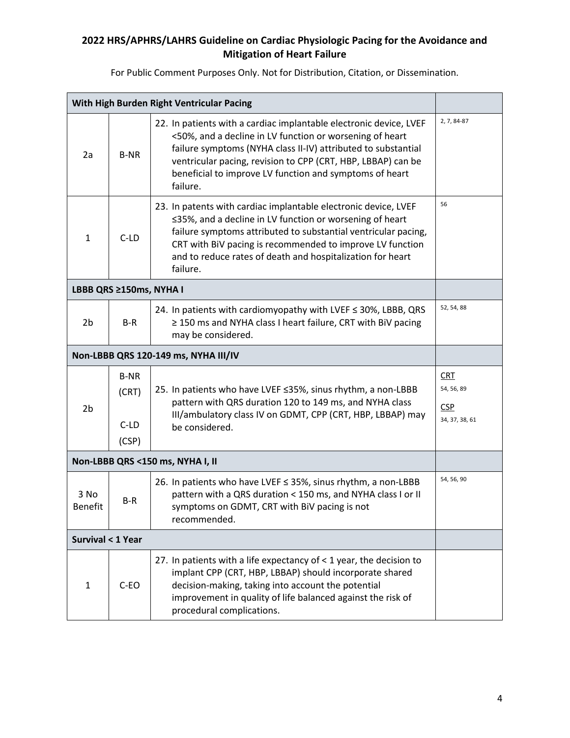| With High Burden Right Ventricular Pacing | | | |
|---|---|---|---|
| 2a | B-NR | 22. In patients with a cardiac implantable electronic device, LVEF <50%, and a decline in LV function or worsening of heart failure symptoms (NYHA class II-IV) attributed to substantial ventricular pacing, revision to CPP (CRT, HBP, LBBAP) can be beneficial to improve LV function and symptoms of heart failure. | 2, 7, 84-87 |
| 1 | C-LD | 23. In patents with cardiac implantable electronic device, LVEF ≤35%, and a decline in LV function or worsening of heart failure symptoms attributed to substantial ventricular pacing, CRT with BiV pacing is recommended to improve LV function and to reduce rates of death and hospitalization for heart failure. | 56 |
| **LBBB QRS ≥150ms, NYHA I** | | | |
| 2b | B-R | 24. In patients with cardiomyopathy with LVEF ≤ 30%, LBBB, QRS ≥ 150 ms and NYHA class I heart failure, CRT with BiV pacing may be considered. | 52, 54, 88 |
| **Non-LBBB QRS 120-149 ms, NYHA III/IV** | | | |
| 2b | B-NR (CRT) C-LD (CSP) | 25. In patients who have LVEF ≤35%, sinus rhythm, a non-LBBB pattern with QRS duration 120 to 149 ms, and NYHA class III/ambulatory class IV on GDMT, CPP (CRT, HBP, LBBAP) may be considered. | CRT 54, 56, 89 CSP 34, 37, 38, 61 |
| **Non-LBBB QRS <150 ms, NYHA I, II** | | | |
| 3 No Benefit | B-R | 26. In patients who have LVEF ≤ 35%, sinus rhythm, a non-LBBB pattern with a QRS duration < 150 ms, and NYHA class I or II symptoms on GDMT, CRT with BiV pacing is not recommended. | 54, 56, 90 |
| **Survival < 1 Year** | | | |
| 1 | C-EO | 27. In patients with a life expectancy of < 1 year, the decision to implant CPP (CRT, HBP, LBBAP) should incorporate shared decision-making, taking into account the potential improvement in quality of life balanced against the risk of procedural complications. | |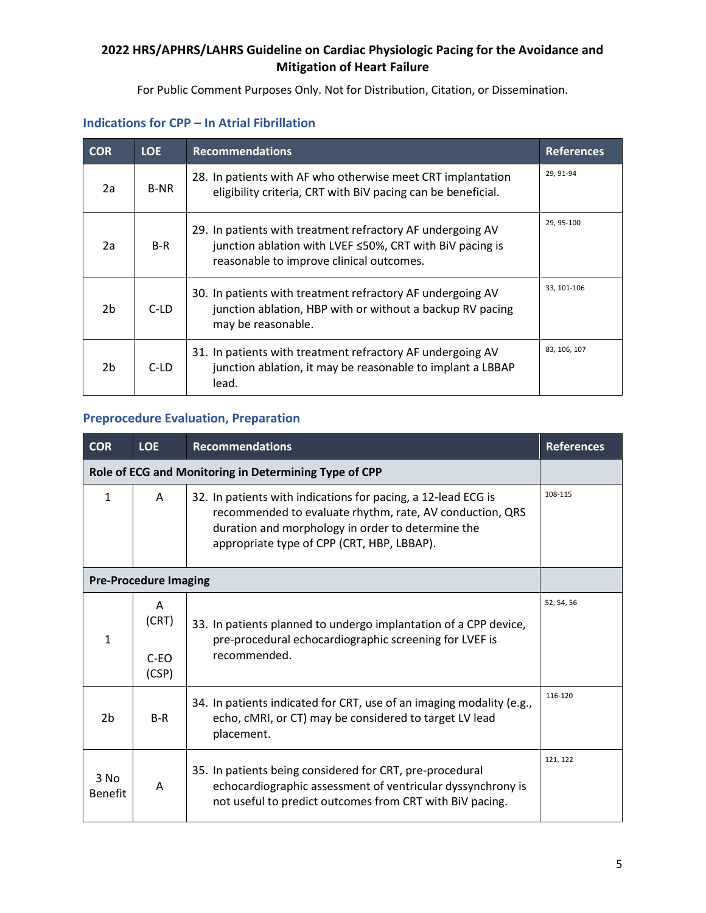### Indications for CPP – In Atrial Fibrillation

| COR | LOE | Recommendations | References |
|---|---|---|---|
| 2a | B-NR | 28. In patients with AF who otherwise meet CRT implantation eligibility criteria, CRT with BiV pacing can be beneficial. | 29, 91-94 |
| 2a | B-R | 29. In patients with treatment refractory AF undergoing AV junction ablation with LVEF ≤50%, CRT with BiV pacing is reasonable to improve clinical outcomes. | 29, 95-100 |
| 2b | C-LD | 30. In patients with treatment refractory AF undergoing AV junction ablation, HBP with or without a backup RV pacing may be reasonable. | 33, 101-106 |
| 2b | C-LD | 31. In patients with treatment refractory AF undergoing AV junction ablation, it may be reasonable to implant a LBBAP lead. | 83, 106, 107 |

### Preprocedure Evaluation, Preparation

| COR | LOE | Recommendations | References |
|---|---|---|---|
| **Role of ECG and Monitoring in Determining Type of CPP** | | | |
| 1 | A | 32. In patients with indications for pacing, a 12-lead ECG is recommended to evaluate rhythm, rate, AV conduction, QRS duration and morphology in order to determine the appropriate type of CPP (CRT, HBP, LBBAP). | 108-115 |
| **Pre-Procedure Imaging** | | | |
| 1 | A (CRT)<br><br>C-EO (CSP) | 33. In patients planned to undergo implantation of a CPP device, pre-procedural echocardiographic screening for LVEF is recommended. | 52, 54, 56 |
| 2b | B-R | 34. In patients indicated for CRT, use of an imaging modality (e.g., echo, cMRI, or CT) may be considered to target LV lead placement. | 116-120 |
| 3 No Benefit | A | 35. In patients being considered for CRT, pre-procedural echocardiographic assessment of ventricular dyssynchrony is not useful to predict outcomes from CRT with BiV pacing. | 121, 122 |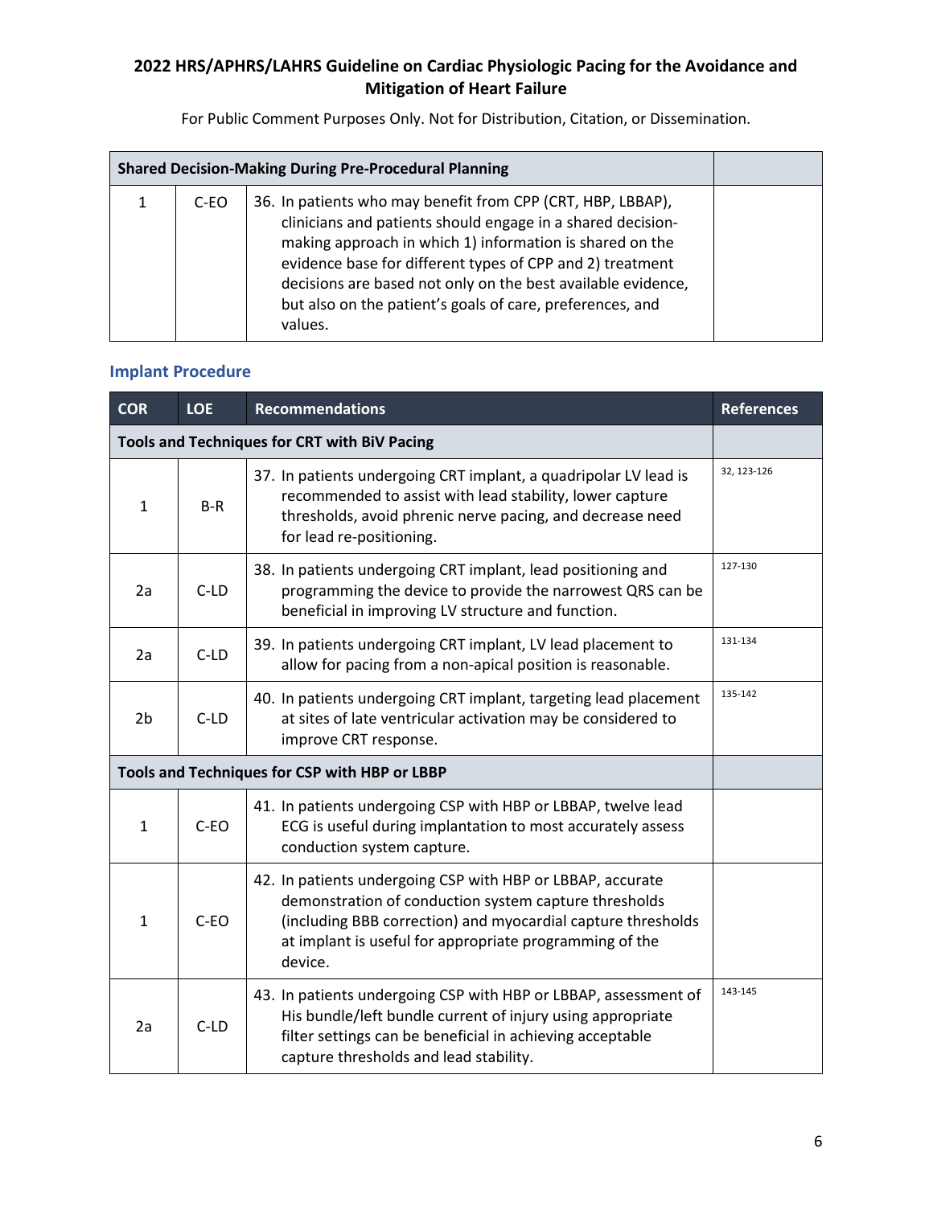| | | Shared Decision-Making During Pre-Procedural Planning | |
|---|---|---|---|
| 1 | C-EO | 36. In patients who may benefit from CPP (CRT, HBP, LBBAP), clinicians and patients should engage in a shared decision-making approach in which 1) information is shared on the evidence base for different types of CPP and 2) treatment decisions are based not only on the best available evidence, but also on the patient's goals of care, preferences, and values. | |

### Implant Procedure

| COR | LOE | Recommendations | References |
|---|---|---|---|
| | | **Tools and Techniques for CRT with BiV Pacing** | |
| 1 | B-R | 37. In patients undergoing CRT implant, a quadripolar LV lead is recommended to assist with lead stability, lower capture thresholds, avoid phrenic nerve pacing, and decrease need for lead re-positioning. | 32, 123-126 |
| 2a | C-LD | 38. In patients undergoing CRT implant, lead positioning and programming the device to provide the narrowest QRS can be beneficial in improving LV structure and function. | 127-130 |
| 2a | C-LD | 39. In patients undergoing CRT implant, LV lead placement to allow for pacing from a non-apical position is reasonable. | 131-134 |
| 2b | C-LD | 40. In patients undergoing CRT implant, targeting lead placement at sites of late ventricular activation may be considered to improve CRT response. | 135-142 |
| | | **Tools and Techniques for CSP with HBP or LBBP** | |
| 1 | C-EO | 41. In patients undergoing CSP with HBP or LBBAP, twelve lead ECG is useful during implantation to most accurately assess conduction system capture. | |
| 1 | C-EO | 42. In patients undergoing CSP with HBP or LBBAP, accurate demonstration of conduction system capture thresholds (including BBB correction) and myocardial capture thresholds at implant is useful for appropriate programming of the device. | |
| 2a | C-LD | 43. In patients undergoing CSP with HBP or LBBAP, assessment of His bundle/left bundle current of injury using appropriate filter settings can be beneficial in achieving acceptable capture thresholds and lead stability. | 143-145 |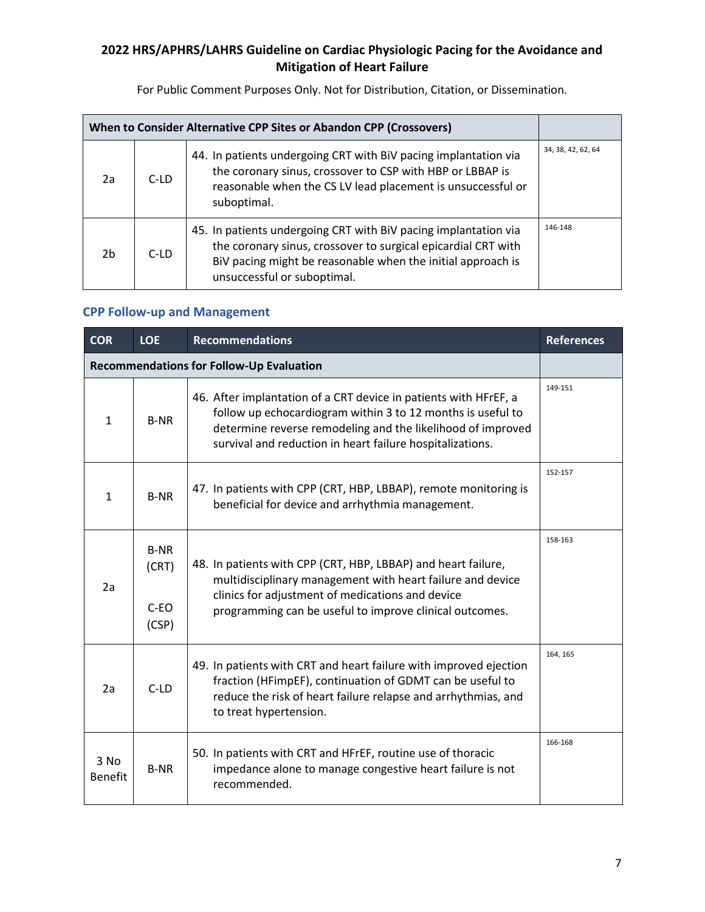| When to Consider Alternative CPP Sites or Abandon CPP (Crossovers) | | | |
|---|---|---|---|
| 2a | C-LD | 44. In patients undergoing CRT with BiV pacing implantation via the coronary sinus, crossover to CSP with HBP or LBBAP is reasonable when the CS LV lead placement is unsuccessful or suboptimal. | 34, 38, 42, 62, 64 |
| 2b | C-LD | 45. In patients undergoing CRT with BiV pacing implantation via the coronary sinus, crossover to surgical epicardial CRT with BiV pacing might be reasonable when the initial approach is unsuccessful or suboptimal. | 146-148 |

## CPP Follow-up and Management

| COR | LOE | Recommendations | References |
|---|---|---|---|
| **Recommendations for Follow-Up Evaluation** | | | |
| 1 | B-NR | 46. After implantation of a CRT device in patients with HFrEF, a follow up echocardiogram within 3 to 12 months is useful to determine reverse remodeling and the likelihood of improved survival and reduction in heart failure hospitalizations. | 149-151 |
| 1 | B-NR | 47. In patients with CPP (CRT, HBP, LBBAP), remote monitoring is beneficial for device and arrhythmia management. | 152-157 |
| 2a | B-NR (CRT)<br>C-EO (CSP) | 48. In patients with CPP (CRT, HBP, LBBAP) and heart failure, multidisciplinary management with heart failure and device clinics for adjustment of medications and device programming can be useful to improve clinical outcomes. | 158-163 |
| 2a | C-LD | 49. In patients with CRT and heart failure with improved ejection fraction (HFimpEF), continuation of GDMT can be useful to reduce the risk of heart failure relapse and arrhythmias, and to treat hypertension. | 164, 165 |
| 3 No Benefit | B-NR | 50. In patients with CRT and HFrEF, routine use of thoracic impedance alone to manage congestive heart failure is not recommended. | 166-168 |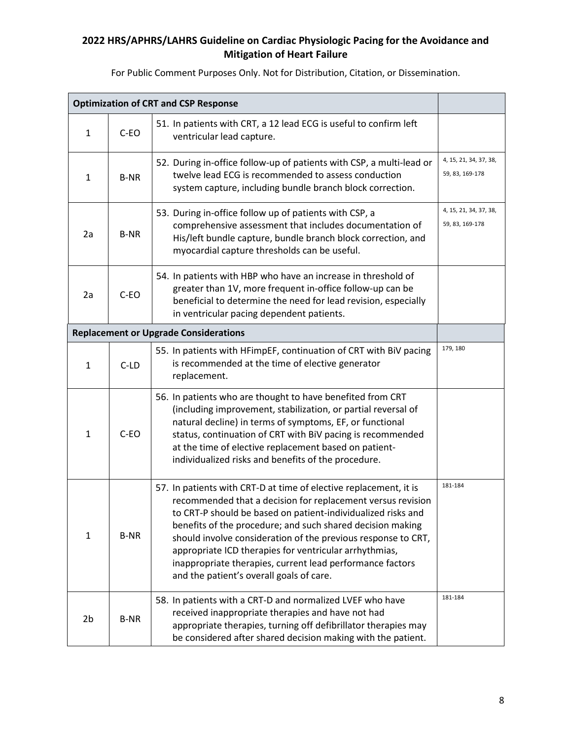| Optimization of CRT and CSP Response | | | |
|---|---|---|---|
| 1 | C-EO | 51. In patients with CRT, a 12 lead ECG is useful to confirm left ventricular lead capture. | |
| 1 | B-NR | 52. During in-office follow-up of patients with CSP, a multi-lead or twelve lead ECG is recommended to assess conduction system capture, including bundle branch block correction. | 4, 15, 21, 34, 37, 38, 59, 83, 169-178 |
| 2a | B-NR | 53. During in-office follow up of patients with CSP, a comprehensive assessment that includes documentation of His/left bundle capture, bundle branch block correction, and myocardial capture thresholds can be useful. | 4, 15, 21, 34, 37, 38, 59, 83, 169-178 |
| 2a | C-EO | 54. In patients with HBP who have an increase in threshold of greater than 1V, more frequent in-office follow-up can be beneficial to determine the need for lead revision, especially in ventricular pacing dependent patients. | |
| **Replacement or Upgrade Considerations** | | | |
| 1 | C-LD | 55. In patients with HFimpEF, continuation of CRT with BiV pacing is recommended at the time of elective generator replacement. | 179, 180 |
| 1 | C-EO | 56. In patients who are thought to have benefited from CRT (including improvement, stabilization, or partial reversal of natural decline) in terms of symptoms, EF, or functional status, continuation of CRT with BiV pacing is recommended at the time of elective replacement based on patient-individualized risks and benefits of the procedure. | |
| 1 | B-NR | 57. In patients with CRT-D at time of elective replacement, it is recommended that a decision for replacement versus revision to CRT-P should be based on patient-individualized risks and benefits of the procedure; and such shared decision making should involve consideration of the previous response to CRT, appropriate ICD therapies for ventricular arrhythmias, inappropriate therapies, current lead performance factors and the patient's overall goals of care. | 181-184 |
| 2b | B-NR | 58. In patients with a CRT-D and normalized LVEF who have received inappropriate therapies and have not had appropriate therapies, turning off defibrillator therapies may be considered after shared decision making with the patient. | 181-184 |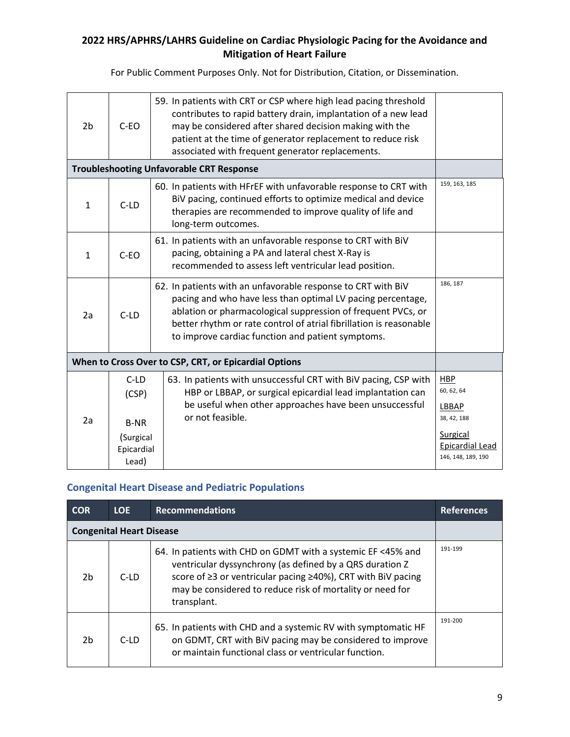| COR | LOE | Recommendations | References |
|---|---|---|---|
| 2b | C-EO | 59. In patients with CRT or CSP where high lead pacing threshold contributes to rapid battery drain, implantation of a new lead may be considered after shared decision making with the patient at the time of generator replacement to reduce risk associated with frequent generator replacements. | |
| **Troubleshooting Unfavorable CRT Response** | | | |
| 1 | C-LD | 60. In patients with HFrEF with unfavorable response to CRT with BiV pacing, continued efforts to optimize medical and device therapies are recommended to improve quality of life and long-term outcomes. | 159, 163, 185 |
| 1 | C-EO | 61. In patients with an unfavorable response to CRT with BiV pacing, obtaining a PA and lateral chest X-Ray is recommended to assess left ventricular lead position. | |
| 2a | C-LD | 62. In patients with an unfavorable response to CRT with BiV pacing and who have less than optimal LV pacing percentage, ablation or pharmacological suppression of frequent PVCs, or better rhythm or rate control of atrial fibrillation is reasonable to improve cardiac function and patient symptoms. | 186, 187 |
| **When to Cross Over to CSP, CRT, or Epicardial Options** | | | |
| 2a | C-LD (CSP)<br><br>B-NR (Surgical Epicardial Lead) | 63. In patients with unsuccessful CRT with BiV pacing, CSP with HBP or LBBAP, or surgical epicardial lead implantation can be useful when other approaches have been unsuccessful or not feasible. | HBP 60, 62, 64<br>LBBAP 38, 42, 188<br>Surgical Epicardial Lead 146, 148, 189, 190 |

## Congenital Heart Disease and Pediatric Populations

| COR | LOE | Recommendations | References |
|---|---|---|---|
| **Congenital Heart Disease** | | | |
| 2b | C-LD | 64. In patients with CHD on GDMT with a systemic EF <45% and ventricular dyssynchrony (as defined by a QRS duration Z score of ≥3 or ventricular pacing ≥40%), CRT with BiV pacing may be considered to reduce risk of mortality or need for transplant. | 191-199 |
| 2b | C-LD | 65. In patients with CHD and a systemic RV with symptomatic HF on GDMT, CRT with BiV pacing may be considered to improve or maintain functional class or ventricular function. | 191-200 |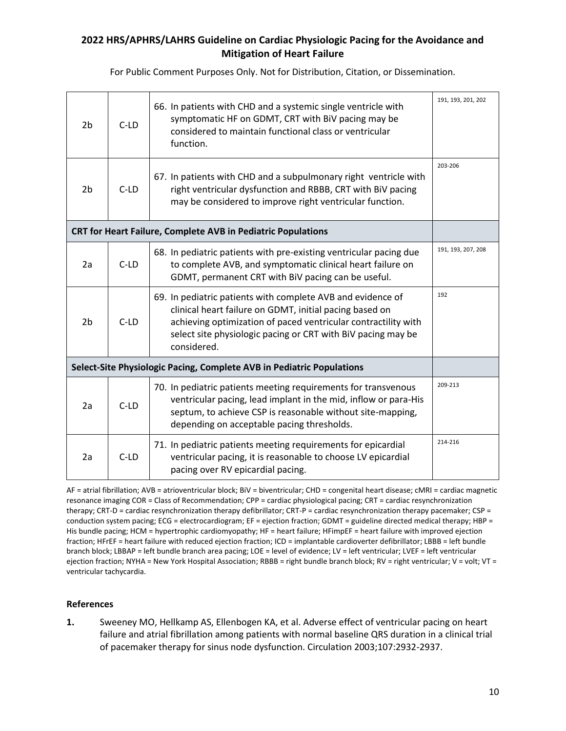| COR | LOE | Recommendation | References |
|---|---|---|---|
| 2b | C-LD | 66. In patients with CHD and a systemic single ventricle with symptomatic HF on GDMT, CRT with BiV pacing may be considered to maintain functional class or ventricular function. | 191, 193, 201, 202 |
| 2b | C-LD | 67. In patients with CHD and a subpulmonary right ventricle with right ventricular dysfunction and RBBB, CRT with BiV pacing may be considered to improve right ventricular function. | 203-206 |
| **CRT for Heart Failure, Complete AVB in Pediatric Populations** | | | |
| 2a | C-LD | 68. In pediatric patients with pre-existing ventricular pacing due to complete AVB, and symptomatic clinical heart failure on GDMT, permanent CRT with BiV pacing can be useful. | 191, 193, 207, 208 |
| 2b | C-LD | 69. In pediatric patients with complete AVB and evidence of clinical heart failure on GDMT, initial pacing based on achieving optimization of paced ventricular contractility with select site physiologic pacing or CRT with BiV pacing may be considered. | 192 |
| **Select-Site Physiologic Pacing, Complete AVB in Pediatric Populations** | | | |
| 2a | C-LD | 70. In pediatric patients meeting requirements for transvenous ventricular pacing, lead implant in the mid, inflow or para-His septum, to achieve CSP is reasonable without site-mapping, depending on acceptable pacing thresholds. | 209-213 |
| 2a | C-LD | 71. In pediatric patients meeting requirements for epicardial ventricular pacing, it is reasonable to choose LV epicardial pacing over RV epicardial pacing. | 214-216 |

AF = atrial fibrillation; AVB = atrioventricular block; BiV = biventricular; CHD = congenital heart disease; cMRI = cardiac magnetic resonance imaging COR = Class of Recommendation; CPP = cardiac physiological pacing; CRT = cardiac resynchronization therapy; CRT-D = cardiac resynchronization therapy defibrillator; CRT-P = cardiac resynchronization therapy pacemaker; CSP = conduction system pacing; ECG = electrocardiogram; EF = ejection fraction; GDMT = guideline directed medical therapy; HBP = His bundle pacing; HCM = hypertrophic cardiomyopathy; HF = heart failure; HFimpEF = heart failure with improved ejection fraction; HFrEF = heart failure with reduced ejection fraction; ICD = implantable cardioverter defibrillator; LBBB = left bundle branch block; LBBAP = left bundle branch area pacing; LOE = level of evidence; LV = left ventricular; LVEF = left ventricular ejection fraction; NYHA = New York Hospital Association; RBBB = right bundle branch block; RV = right ventricular; V = volt; VT = ventricular tachycardia.

## References

1. Sweeney MO, Hellkamp AS, Ellenbogen KA, et al. Adverse effect of ventricular pacing on heart failure and atrial fibrillation among patients with normal baseline QRS duration in a clinical trial of pacemaker therapy for sinus node dysfunction. Circulation 2003;107:2932-2937.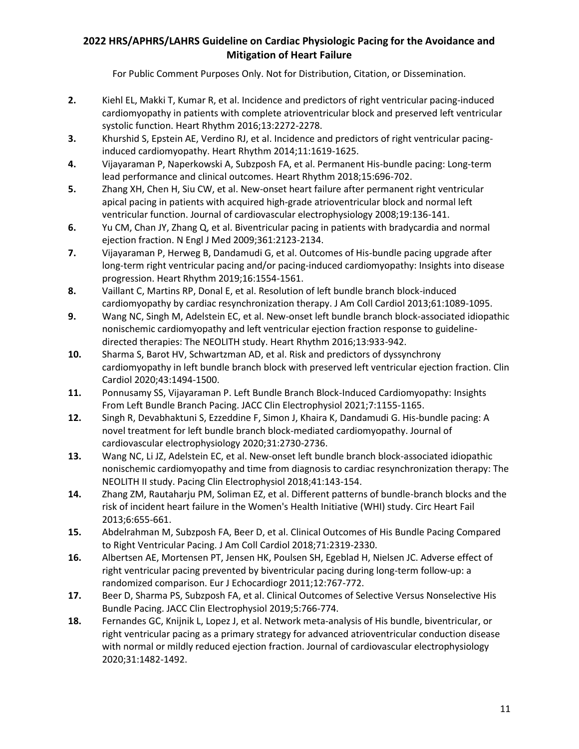2. Kiehl EL, Makki T, Kumar R, et al. Incidence and predictors of right ventricular pacing-induced cardiomyopathy in patients with complete atrioventricular block and preserved left ventricular systolic function. Heart Rhythm 2016;13:2272-2278.
3. Khurshid S, Epstein AE, Verdino RJ, et al. Incidence and predictors of right ventricular pacing-induced cardiomyopathy. Heart Rhythm 2014;11:1619-1625.
4. Vijayaraman P, Naperkowski A, Subzposh FA, et al. Permanent His-bundle pacing: Long-term lead performance and clinical outcomes. Heart Rhythm 2018;15:696-702.
5. Zhang XH, Chen H, Siu CW, et al. New-onset heart failure after permanent right ventricular apical pacing in patients with acquired high-grade atrioventricular block and normal left ventricular function. Journal of cardiovascular electrophysiology 2008;19:136-141.
6. Yu CM, Chan JY, Zhang Q, et al. Biventricular pacing in patients with bradycardia and normal ejection fraction. N Engl J Med 2009;361:2123-2134.
7. Vijayaraman P, Herweg B, Dandamudi G, et al. Outcomes of His-bundle pacing upgrade after long-term right ventricular pacing and/or pacing-induced cardiomyopathy: Insights into disease progression. Heart Rhythm 2019;16:1554-1561.
8. Vaillant C, Martins RP, Donal E, et al. Resolution of left bundle branch block-induced cardiomyopathy by cardiac resynchronization therapy. J Am Coll Cardiol 2013;61:1089-1095.
9. Wang NC, Singh M, Adelstein EC, et al. New-onset left bundle branch block-associated idiopathic nonischemic cardiomyopathy and left ventricular ejection fraction response to guideline-directed therapies: The NEOLITH study. Heart Rhythm 2016;13:933-942.
10. Sharma S, Barot HV, Schwartzman AD, et al. Risk and predictors of dyssynchrony cardiomyopathy in left bundle branch block with preserved left ventricular ejection fraction. Clin Cardiol 2020;43:1494-1500.
11. Ponnusamy SS, Vijayaraman P. Left Bundle Branch Block-Induced Cardiomyopathy: Insights From Left Bundle Branch Pacing. JACC Clin Electrophysiol 2021;7:1155-1165.
12. Singh R, Devabhaktuni S, Ezzeddine F, Simon J, Khaira K, Dandamudi G. His-bundle pacing: A novel treatment for left bundle branch block-mediated cardiomyopathy. Journal of cardiovascular electrophysiology 2020;31:2730-2736.
13. Wang NC, Li JZ, Adelstein EC, et al. New-onset left bundle branch block-associated idiopathic nonischemic cardiomyopathy and time from diagnosis to cardiac resynchronization therapy: The NEOLITH II study. Pacing Clin Electrophysiol 2018;41:143-154.
14. Zhang ZM, Rautaharju PM, Soliman EZ, et al. Different patterns of bundle-branch blocks and the risk of incident heart failure in the Women's Health Initiative (WHI) study. Circ Heart Fail 2013;6:655-661.
15. Abdelrahman M, Subzposh FA, Beer D, et al. Clinical Outcomes of His Bundle Pacing Compared to Right Ventricular Pacing. J Am Coll Cardiol 2018;71:2319-2330.
16. Albertsen AE, Mortensen PT, Jensen HK, Poulsen SH, Egeblad H, Nielsen JC. Adverse effect of right ventricular pacing prevented by biventricular pacing during long-term follow-up: a randomized comparison. Eur J Echocardiogr 2011;12:767-772.
17. Beer D, Sharma PS, Subzposh FA, et al. Clinical Outcomes of Selective Versus Nonselective His Bundle Pacing. JACC Clin Electrophysiol 2019;5:766-774.
18. Fernandes GC, Knijnik L, Lopez J, et al. Network meta-analysis of His bundle, biventricular, or right ventricular pacing as a primary strategy for advanced atrioventricular conduction disease with normal or mildly reduced ejection fraction. Journal of cardiovascular electrophysiology 2020;31:1482-1492.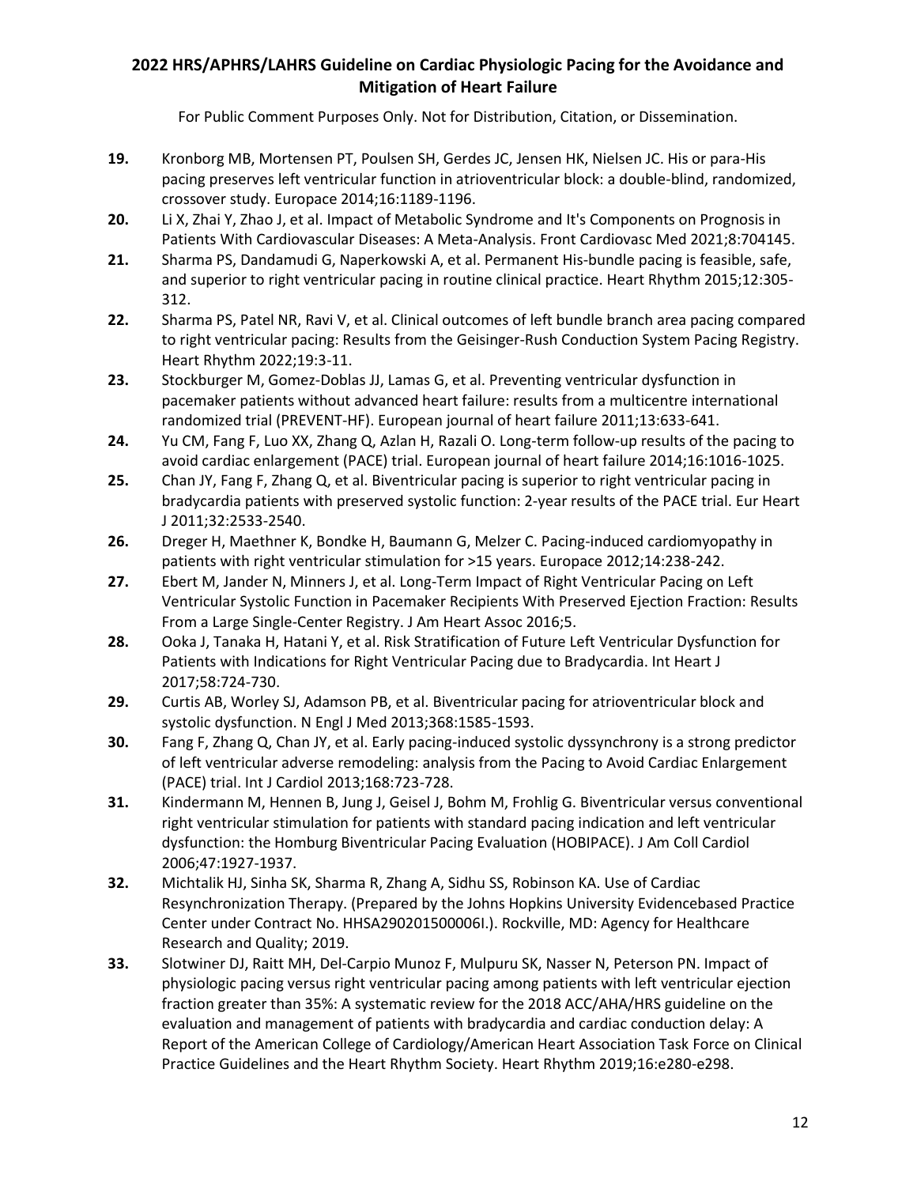19. Kronborg MB, Mortensen PT, Poulsen SH, Gerdes JC, Jensen HK, Nielsen JC. His or para-His pacing preserves left ventricular function in atrioventricular block: a double-blind, randomized, crossover study. Europace 2014;16:1189-1196.
20. Li X, Zhai Y, Zhao J, et al. Impact of Metabolic Syndrome and It's Components on Prognosis in Patients With Cardiovascular Diseases: A Meta-Analysis. Front Cardiovasc Med 2021;8:704145.
21. Sharma PS, Dandamudi G, Naperkowski A, et al. Permanent His-bundle pacing is feasible, safe, and superior to right ventricular pacing in routine clinical practice. Heart Rhythm 2015;12:305-312.
22. Sharma PS, Patel NR, Ravi V, et al. Clinical outcomes of left bundle branch area pacing compared to right ventricular pacing: Results from the Geisinger-Rush Conduction System Pacing Registry. Heart Rhythm 2022;19:3-11.
23. Stockburger M, Gomez-Doblas JJ, Lamas G, et al. Preventing ventricular dysfunction in pacemaker patients without advanced heart failure: results from a multicentre international randomized trial (PREVENT-HF). European journal of heart failure 2011;13:633-641.
24. Yu CM, Fang F, Luo XX, Zhang Q, Azlan H, Razali O. Long-term follow-up results of the pacing to avoid cardiac enlargement (PACE) trial. European journal of heart failure 2014;16:1016-1025.
25. Chan JY, Fang F, Zhang Q, et al. Biventricular pacing is superior to right ventricular pacing in bradycardia patients with preserved systolic function: 2-year results of the PACE trial. Eur Heart J 2011;32:2533-2540.
26. Dreger H, Maethner K, Bondke H, Baumann G, Melzer C. Pacing-induced cardiomyopathy in patients with right ventricular stimulation for >15 years. Europace 2012;14:238-242.
27. Ebert M, Jander N, Minners J, et al. Long-Term Impact of Right Ventricular Pacing on Left Ventricular Systolic Function in Pacemaker Recipients With Preserved Ejection Fraction: Results From a Large Single-Center Registry. J Am Heart Assoc 2016;5.
28. Ooka J, Tanaka H, Hatani Y, et al. Risk Stratification of Future Left Ventricular Dysfunction for Patients with Indications for Right Ventricular Pacing due to Bradycardia. Int Heart J 2017;58:724-730.
29. Curtis AB, Worley SJ, Adamson PB, et al. Biventricular pacing for atrioventricular block and systolic dysfunction. N Engl J Med 2013;368:1585-1593.
30. Fang F, Zhang Q, Chan JY, et al. Early pacing-induced systolic dyssynchrony is a strong predictor of left ventricular adverse remodeling: analysis from the Pacing to Avoid Cardiac Enlargement (PACE) trial. Int J Cardiol 2013;168:723-728.
31. Kindermann M, Hennen B, Jung J, Geisel J, Bohm M, Frohlig G. Biventricular versus conventional right ventricular stimulation for patients with standard pacing indication and left ventricular dysfunction: the Homburg Biventricular Pacing Evaluation (HOBIPACE). J Am Coll Cardiol 2006;47:1927-1937.
32. Michtalik HJ, Sinha SK, Sharma R, Zhang A, Sidhu SS, Robinson KA. Use of Cardiac Resynchronization Therapy. (Prepared by the Johns Hopkins University Evidencebased Practice Center under Contract No. HHSA290201500006I.). Rockville, MD: Agency for Healthcare Research and Quality; 2019.
33. Slotwiner DJ, Raitt MH, Del-Carpio Munoz F, Mulpuru SK, Nasser N, Peterson PN. Impact of physiologic pacing versus right ventricular pacing among patients with left ventricular ejection fraction greater than 35%: A systematic review for the 2018 ACC/AHA/HRS guideline on the evaluation and management of patients with bradycardia and cardiac conduction delay: A Report of the American College of Cardiology/American Heart Association Task Force on Clinical Practice Guidelines and the Heart Rhythm Society. Heart Rhythm 2019;16:e280-e298.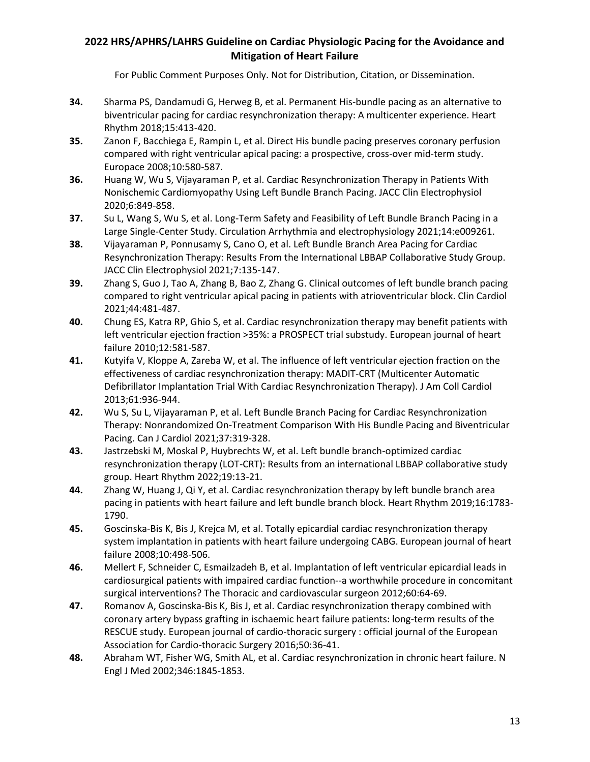**34.** Sharma PS, Dandamudi G, Herweg B, et al. Permanent His-bundle pacing as an alternative to biventricular pacing for cardiac resynchronization therapy: A multicenter experience. Heart Rhythm 2018;15:413-420.

**35.** Zanon F, Bacchiega E, Rampin L, et al. Direct His bundle pacing preserves coronary perfusion compared with right ventricular apical pacing: a prospective, cross-over mid-term study. Europace 2008;10:580-587.

**36.** Huang W, Wu S, Vijayaraman P, et al. Cardiac Resynchronization Therapy in Patients With Nonischemic Cardiomyopathy Using Left Bundle Branch Pacing. JACC Clin Electrophysiol 2020;6:849-858.

**37.** Su L, Wang S, Wu S, et al. Long-Term Safety and Feasibility of Left Bundle Branch Pacing in a Large Single-Center Study. Circulation Arrhythmia and electrophysiology 2021;14:e009261.

**38.** Vijayaraman P, Ponnusamy S, Cano O, et al. Left Bundle Branch Area Pacing for Cardiac Resynchronization Therapy: Results From the International LBBAP Collaborative Study Group. JACC Clin Electrophysiol 2021;7:135-147.

**39.** Zhang S, Guo J, Tao A, Zhang B, Bao Z, Zhang G. Clinical outcomes of left bundle branch pacing compared to right ventricular apical pacing in patients with atrioventricular block. Clin Cardiol 2021;44:481-487.

**40.** Chung ES, Katra RP, Ghio S, et al. Cardiac resynchronization therapy may benefit patients with left ventricular ejection fraction >35%: a PROSPECT trial substudy. European journal of heart failure 2010;12:581-587.

**41.** Kutyifa V, Kloppe A, Zareba W, et al. The influence of left ventricular ejection fraction on the effectiveness of cardiac resynchronization therapy: MADIT-CRT (Multicenter Automatic Defibrillator Implantation Trial With Cardiac Resynchronization Therapy). J Am Coll Cardiol 2013;61:936-944.

**42.** Wu S, Su L, Vijayaraman P, et al. Left Bundle Branch Pacing for Cardiac Resynchronization Therapy: Nonrandomized On-Treatment Comparison With His Bundle Pacing and Biventricular Pacing. Can J Cardiol 2021;37:319-328.

**43.** Jastrzebski M, Moskal P, Huybrechts W, et al. Left bundle branch-optimized cardiac resynchronization therapy (LOT-CRT): Results from an international LBBAP collaborative study group. Heart Rhythm 2022;19:13-21.

**44.** Zhang W, Huang J, Qi Y, et al. Cardiac resynchronization therapy by left bundle branch area pacing in patients with heart failure and left bundle branch block. Heart Rhythm 2019;16:1783-1790.

**45.** Goscinska-Bis K, Bis J, Krejca M, et al. Totally epicardial cardiac resynchronization therapy system implantation in patients with heart failure undergoing CABG. European journal of heart failure 2008;10:498-506.

**46.** Mellert F, Schneider C, Esmailzadeh B, et al. Implantation of left ventricular epicardial leads in cardiosurgical patients with impaired cardiac function--a worthwhile procedure in concomitant surgical interventions? The Thoracic and cardiovascular surgeon 2012;60:64-69.

**47.** Romanov A, Goscinska-Bis K, Bis J, et al. Cardiac resynchronization therapy combined with coronary artery bypass grafting in ischaemic heart failure patients: long-term results of the RESCUE study. European journal of cardio-thoracic surgery : official journal of the European Association for Cardio-thoracic Surgery 2016;50:36-41.

**48.** Abraham WT, Fisher WG, Smith AL, et al. Cardiac resynchronization in chronic heart failure. N Engl J Med 2002;346:1845-1853.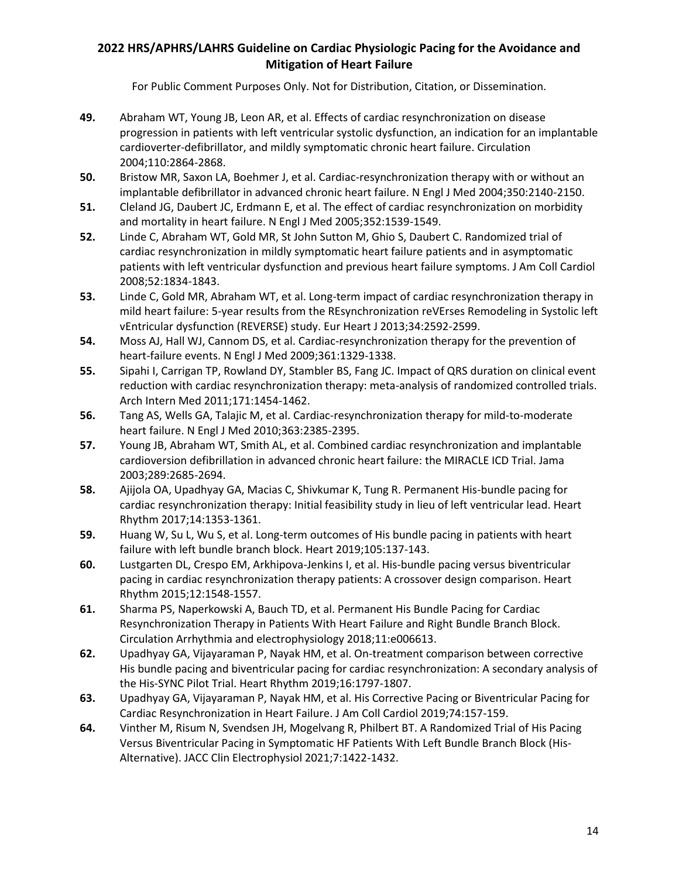**49.** Abraham WT, Young JB, Leon AR, et al. Effects of cardiac resynchronization on disease progression in patients with left ventricular systolic dysfunction, an indication for an implantable cardioverter-defibrillator, and mildly symptomatic chronic heart failure. Circulation 2004;110:2864-2868.

**50.** Bristow MR, Saxon LA, Boehmer J, et al. Cardiac-resynchronization therapy with or without an implantable defibrillator in advanced chronic heart failure. N Engl J Med 2004;350:2140-2150.

**51.** Cleland JG, Daubert JC, Erdmann E, et al. The effect of cardiac resynchronization on morbidity and mortality in heart failure. N Engl J Med 2005;352:1539-1549.

**52.** Linde C, Abraham WT, Gold MR, St John Sutton M, Ghio S, Daubert C. Randomized trial of cardiac resynchronization in mildly symptomatic heart failure patients and in asymptomatic patients with left ventricular dysfunction and previous heart failure symptoms. J Am Coll Cardiol 2008;52:1834-1843.

**53.** Linde C, Gold MR, Abraham WT, et al. Long-term impact of cardiac resynchronization therapy in mild heart failure: 5-year results from the REsynchronization reVErses Remodeling in Systolic left vEntricular dysfunction (REVERSE) study. Eur Heart J 2013;34:2592-2599.

**54.** Moss AJ, Hall WJ, Cannom DS, et al. Cardiac-resynchronization therapy for the prevention of heart-failure events. N Engl J Med 2009;361:1329-1338.

**55.** Sipahi I, Carrigan TP, Rowland DY, Stambler BS, Fang JC. Impact of QRS duration on clinical event reduction with cardiac resynchronization therapy: meta-analysis of randomized controlled trials. Arch Intern Med 2011;171:1454-1462.

**56.** Tang AS, Wells GA, Talajic M, et al. Cardiac-resynchronization therapy for mild-to-moderate heart failure. N Engl J Med 2010;363:2385-2395.

**57.** Young JB, Abraham WT, Smith AL, et al. Combined cardiac resynchronization and implantable cardioversion defibrillation in advanced chronic heart failure: the MIRACLE ICD Trial. Jama 2003;289:2685-2694.

**58.** Ajijola OA, Upadhyay GA, Macias C, Shivkumar K, Tung R. Permanent His-bundle pacing for cardiac resynchronization therapy: Initial feasibility study in lieu of left ventricular lead. Heart Rhythm 2017;14:1353-1361.

**59.** Huang W, Su L, Wu S, et al. Long-term outcomes of His bundle pacing in patients with heart failure with left bundle branch block. Heart 2019;105:137-143.

**60.** Lustgarten DL, Crespo EM, Arkhipova-Jenkins I, et al. His-bundle pacing versus biventricular pacing in cardiac resynchronization therapy patients: A crossover design comparison. Heart Rhythm 2015;12:1548-1557.

**61.** Sharma PS, Naperkowski A, Bauch TD, et al. Permanent His Bundle Pacing for Cardiac Resynchronization Therapy in Patients With Heart Failure and Right Bundle Branch Block. Circulation Arrhythmia and electrophysiology 2018;11:e006613.

**62.** Upadhyay GA, Vijayaraman P, Nayak HM, et al. On-treatment comparison between corrective His bundle pacing and biventricular pacing for cardiac resynchronization: A secondary analysis of the His-SYNC Pilot Trial. Heart Rhythm 2019;16:1797-1807.

**63.** Upadhyay GA, Vijayaraman P, Nayak HM, et al. His Corrective Pacing or Biventricular Pacing for Cardiac Resynchronization in Heart Failure. J Am Coll Cardiol 2019;74:157-159.

**64.** Vinther M, Risum N, Svendsen JH, Mogelvang R, Philbert BT. A Randomized Trial of His Pacing Versus Biventricular Pacing in Symptomatic HF Patients With Left Bundle Branch Block (His-Alternative). JACC Clin Electrophysiol 2021;7:1422-1432.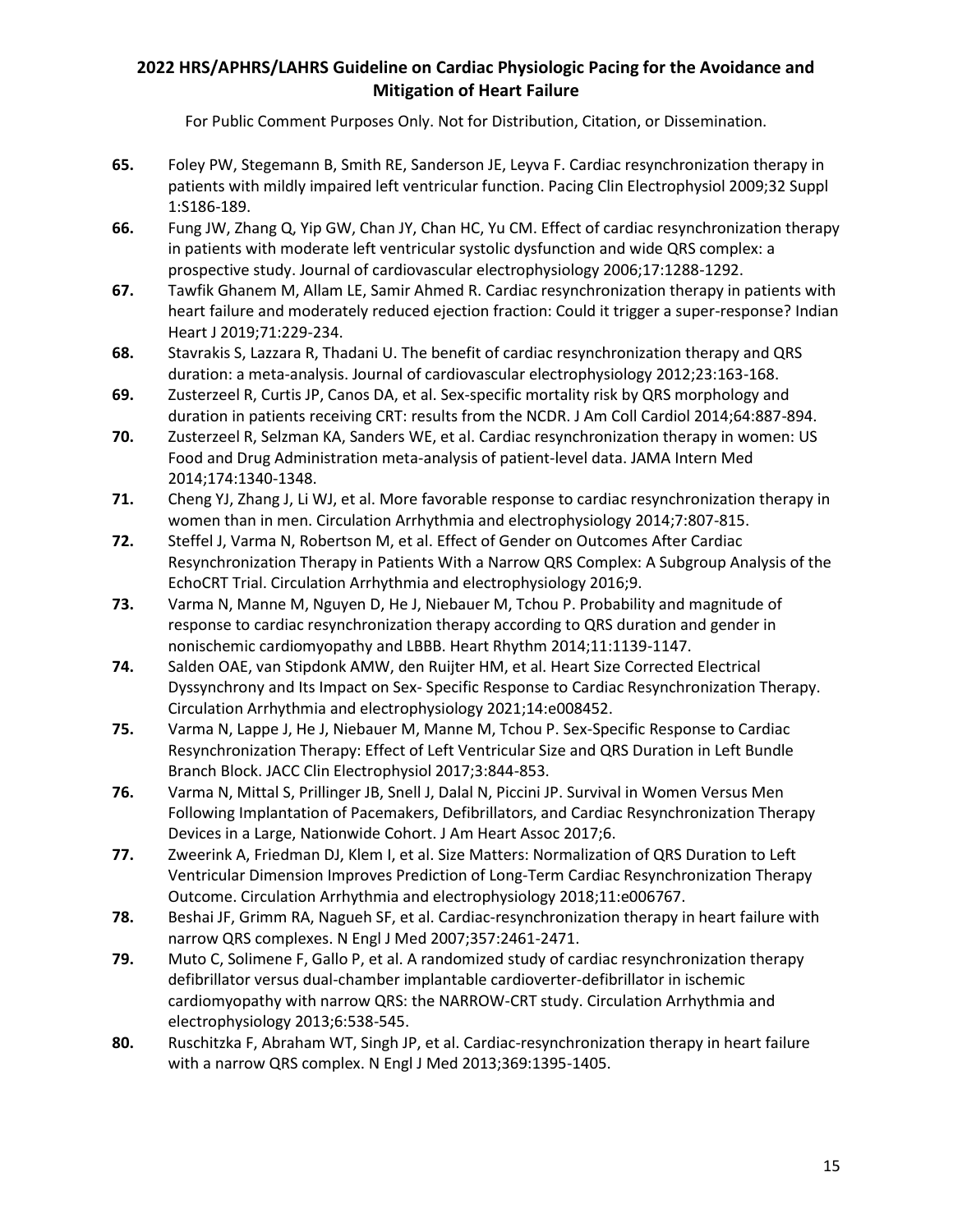65. Foley PW, Stegemann B, Smith RE, Sanderson JE, Leyva F. Cardiac resynchronization therapy in patients with mildly impaired left ventricular function. Pacing Clin Electrophysiol 2009;32 Suppl 1:S186-189.
66. Fung JW, Zhang Q, Yip GW, Chan JY, Chan HC, Yu CM. Effect of cardiac resynchronization therapy in patients with moderate left ventricular systolic dysfunction and wide QRS complex: a prospective study. Journal of cardiovascular electrophysiology 2006;17:1288-1292.
67. Tawfik Ghanem M, Allam LE, Samir Ahmed R. Cardiac resynchronization therapy in patients with heart failure and moderately reduced ejection fraction: Could it trigger a super-response? Indian Heart J 2019;71:229-234.
68. Stavrakis S, Lazzara R, Thadani U. The benefit of cardiac resynchronization therapy and QRS duration: a meta-analysis. Journal of cardiovascular electrophysiology 2012;23:163-168.
69. Zusterzeel R, Curtis JP, Canos DA, et al. Sex-specific mortality risk by QRS morphology and duration in patients receiving CRT: results from the NCDR. J Am Coll Cardiol 2014;64:887-894.
70. Zusterzeel R, Selzman KA, Sanders WE, et al. Cardiac resynchronization therapy in women: US Food and Drug Administration meta-analysis of patient-level data. JAMA Intern Med 2014;174:1340-1348.
71. Cheng YJ, Zhang J, Li WJ, et al. More favorable response to cardiac resynchronization therapy in women than in men. Circulation Arrhythmia and electrophysiology 2014;7:807-815.
72. Steffel J, Varma N, Robertson M, et al. Effect of Gender on Outcomes After Cardiac Resynchronization Therapy in Patients With a Narrow QRS Complex: A Subgroup Analysis of the EchoCRT Trial. Circulation Arrhythmia and electrophysiology 2016;9.
73. Varma N, Manne M, Nguyen D, He J, Niebauer M, Tchou P. Probability and magnitude of response to cardiac resynchronization therapy according to QRS duration and gender in nonischemic cardiomyopathy and LBBB. Heart Rhythm 2014;11:1139-1147.
74. Salden OAE, van Stipdonk AMW, den Ruijter HM, et al. Heart Size Corrected Electrical Dyssynchrony and Its Impact on Sex- Specific Response to Cardiac Resynchronization Therapy. Circulation Arrhythmia and electrophysiology 2021;14:e008452.
75. Varma N, Lappe J, He J, Niebauer M, Manne M, Tchou P. Sex-Specific Response to Cardiac Resynchronization Therapy: Effect of Left Ventricular Size and QRS Duration in Left Bundle Branch Block. JACC Clin Electrophysiol 2017;3:844-853.
76. Varma N, Mittal S, Prillinger JB, Snell J, Dalal N, Piccini JP. Survival in Women Versus Men Following Implantation of Pacemakers, Defibrillators, and Cardiac Resynchronization Therapy Devices in a Large, Nationwide Cohort. J Am Heart Assoc 2017;6.
77. Zweerink A, Friedman DJ, Klem I, et al. Size Matters: Normalization of QRS Duration to Left Ventricular Dimension Improves Prediction of Long-Term Cardiac Resynchronization Therapy Outcome. Circulation Arrhythmia and electrophysiology 2018;11:e006767.
78. Beshai JF, Grimm RA, Nagueh SF, et al. Cardiac-resynchronization therapy in heart failure with narrow QRS complexes. N Engl J Med 2007;357:2461-2471.
79. Muto C, Solimene F, Gallo P, et al. A randomized study of cardiac resynchronization therapy defibrillator versus dual-chamber implantable cardioverter-defibrillator in ischemic cardiomyopathy with narrow QRS: the NARROW-CRT study. Circulation Arrhythmia and electrophysiology 2013;6:538-545.
80. Ruschitzka F, Abraham WT, Singh JP, et al. Cardiac-resynchronization therapy in heart failure with a narrow QRS complex. N Engl J Med 2013;369:1395-1405.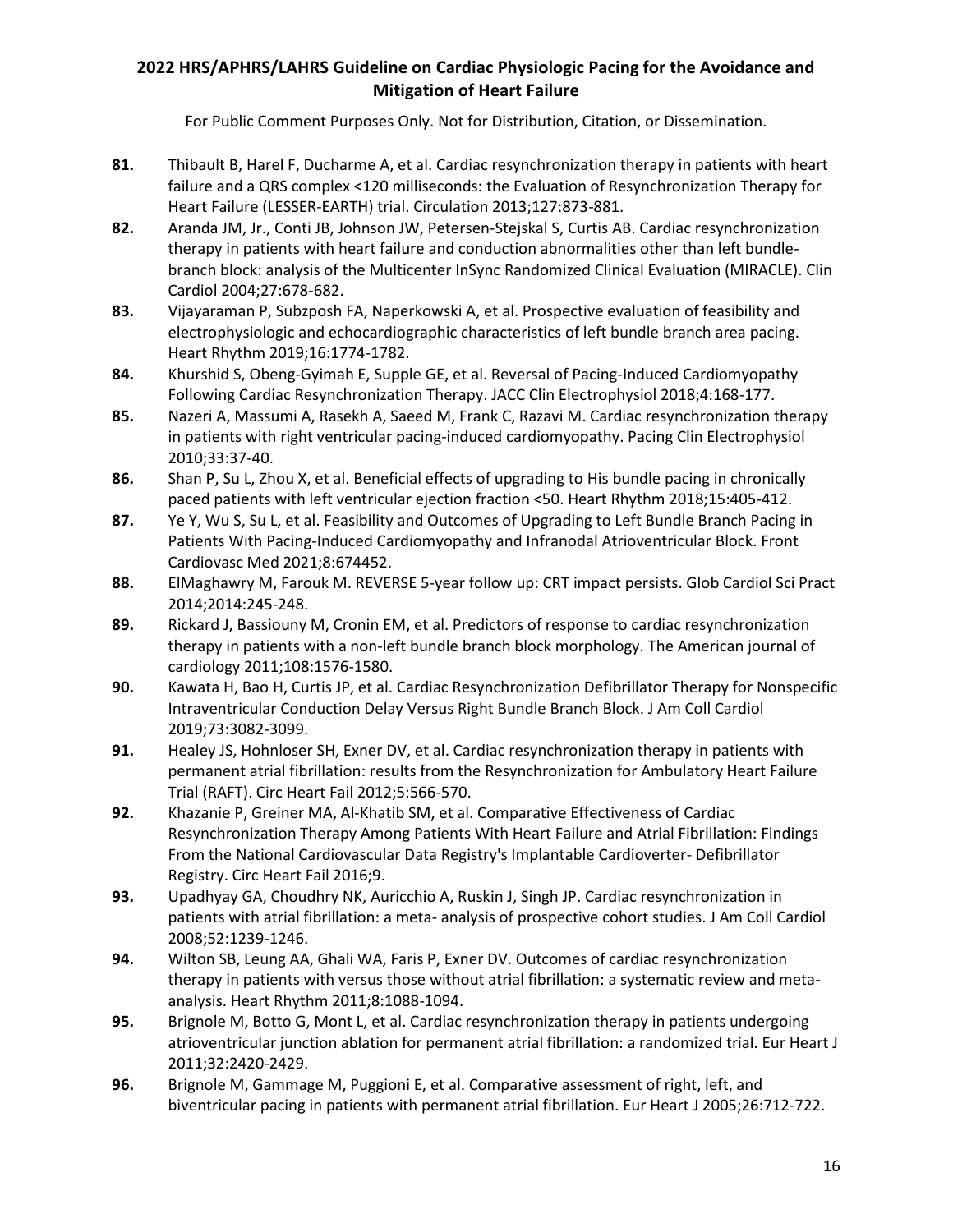**81.** Thibault B, Harel F, Ducharme A, et al. Cardiac resynchronization therapy in patients with heart failure and a QRS complex <120 milliseconds: the Evaluation of Resynchronization Therapy for Heart Failure (LESSER-EARTH) trial. Circulation 2013;127:873-881.

**82.** Aranda JM, Jr., Conti JB, Johnson JW, Petersen-Stejskal S, Curtis AB. Cardiac resynchronization therapy in patients with heart failure and conduction abnormalities other than left bundle-branch block: analysis of the Multicenter InSync Randomized Clinical Evaluation (MIRACLE). Clin Cardiol 2004;27:678-682.

**83.** Vijayaraman P, Subzposh FA, Naperkowski A, et al. Prospective evaluation of feasibility and electrophysiologic and echocardiographic characteristics of left bundle branch area pacing. Heart Rhythm 2019;16:1774-1782.

**84.** Khurshid S, Obeng-Gyimah E, Supple GE, et al. Reversal of Pacing-Induced Cardiomyopathy Following Cardiac Resynchronization Therapy. JACC Clin Electrophysiol 2018;4:168-177.

**85.** Nazeri A, Massumi A, Rasekh A, Saeed M, Frank C, Razavi M. Cardiac resynchronization therapy in patients with right ventricular pacing-induced cardiomyopathy. Pacing Clin Electrophysiol 2010;33:37-40.

**86.** Shan P, Su L, Zhou X, et al. Beneficial effects of upgrading to His bundle pacing in chronically paced patients with left ventricular ejection fraction <50. Heart Rhythm 2018;15:405-412.

**87.** Ye Y, Wu S, Su L, et al. Feasibility and Outcomes of Upgrading to Left Bundle Branch Pacing in Patients With Pacing-Induced Cardiomyopathy and Infranodal Atrioventricular Block. Front Cardiovasc Med 2021;8:674452.

**88.** ElMaghawry M, Farouk M. REVERSE 5-year follow up: CRT impact persists. Glob Cardiol Sci Pract 2014;2014:245-248.

**89.** Rickard J, Bassiouny M, Cronin EM, et al. Predictors of response to cardiac resynchronization therapy in patients with a non-left bundle branch block morphology. The American journal of cardiology 2011;108:1576-1580.

**90.** Kawata H, Bao H, Curtis JP, et al. Cardiac Resynchronization Defibrillator Therapy for Nonspecific Intraventricular Conduction Delay Versus Right Bundle Branch Block. J Am Coll Cardiol 2019;73:3082-3099.

**91.** Healey JS, Hohnloser SH, Exner DV, et al. Cardiac resynchronization therapy in patients with permanent atrial fibrillation: results from the Resynchronization for Ambulatory Heart Failure Trial (RAFT). Circ Heart Fail 2012;5:566-570.

**92.** Khazanie P, Greiner MA, Al-Khatib SM, et al. Comparative Effectiveness of Cardiac Resynchronization Therapy Among Patients With Heart Failure and Atrial Fibrillation: Findings From the National Cardiovascular Data Registry's Implantable Cardioverter- Defibrillator Registry. Circ Heart Fail 2016;9.

**93.** Upadhyay GA, Choudhry NK, Auricchio A, Ruskin J, Singh JP. Cardiac resynchronization in patients with atrial fibrillation: a meta- analysis of prospective cohort studies. J Am Coll Cardiol 2008;52:1239-1246.

**94.** Wilton SB, Leung AA, Ghali WA, Faris P, Exner DV. Outcomes of cardiac resynchronization therapy in patients with versus those without atrial fibrillation: a systematic review and meta-analysis. Heart Rhythm 2011;8:1088-1094.

**95.** Brignole M, Botto G, Mont L, et al. Cardiac resynchronization therapy in patients undergoing atrioventricular junction ablation for permanent atrial fibrillation: a randomized trial. Eur Heart J 2011;32:2420-2429.

**96.** Brignole M, Gammage M, Puggioni E, et al. Comparative assessment of right, left, and biventricular pacing in patients with permanent atrial fibrillation. Eur Heart J 2005;26:712-722.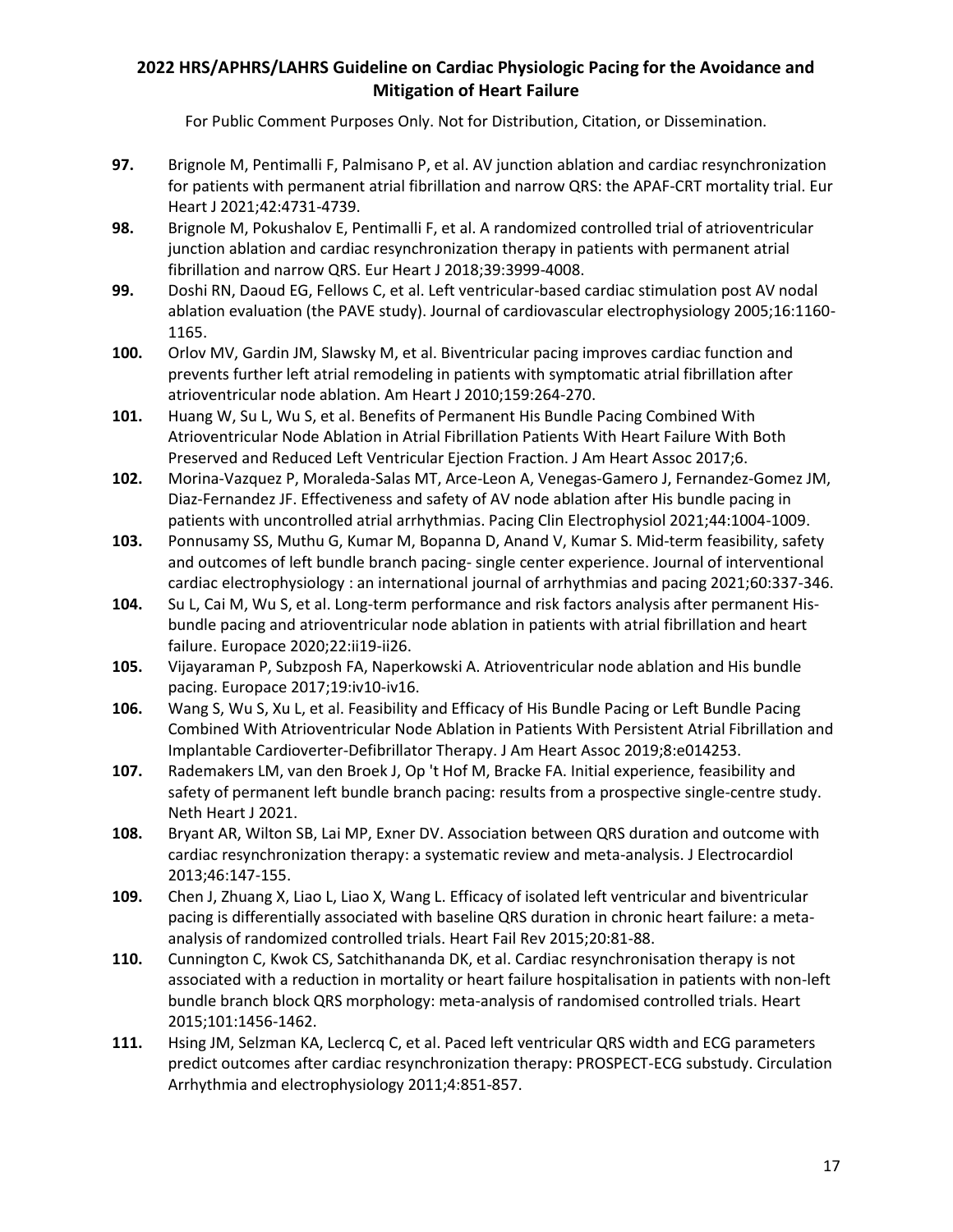**97.** Brignole M, Pentimalli F, Palmisano P, et al. AV junction ablation and cardiac resynchronization for patients with permanent atrial fibrillation and narrow QRS: the APAF-CRT mortality trial. Eur Heart J 2021;42:4731-4739.

**98.** Brignole M, Pokushalov E, Pentimalli F, et al. A randomized controlled trial of atrioventricular junction ablation and cardiac resynchronization therapy in patients with permanent atrial fibrillation and narrow QRS. Eur Heart J 2018;39:3999-4008.

**99.** Doshi RN, Daoud EG, Fellows C, et al. Left ventricular-based cardiac stimulation post AV nodal ablation evaluation (the PAVE study). Journal of cardiovascular electrophysiology 2005;16:1160-1165.

**100.** Orlov MV, Gardin JM, Slawsky M, et al. Biventricular pacing improves cardiac function and prevents further left atrial remodeling in patients with symptomatic atrial fibrillation after atrioventricular node ablation. Am Heart J 2010;159:264-270.

**101.** Huang W, Su L, Wu S, et al. Benefits of Permanent His Bundle Pacing Combined With Atrioventricular Node Ablation in Atrial Fibrillation Patients With Heart Failure With Both Preserved and Reduced Left Ventricular Ejection Fraction. J Am Heart Assoc 2017;6.

**102.** Morina-Vazquez P, Moraleda-Salas MT, Arce-Leon A, Venegas-Gamero J, Fernandez-Gomez JM, Diaz-Fernandez JF. Effectiveness and safety of AV node ablation after His bundle pacing in patients with uncontrolled atrial arrhythmias. Pacing Clin Electrophysiol 2021;44:1004-1009.

**103.** Ponnusamy SS, Muthu G, Kumar M, Bopanna D, Anand V, Kumar S. Mid-term feasibility, safety and outcomes of left bundle branch pacing- single center experience. Journal of interventional cardiac electrophysiology : an international journal of arrhythmias and pacing 2021;60:337-346.

**104.** Su L, Cai M, Wu S, et al. Long-term performance and risk factors analysis after permanent His-bundle pacing and atrioventricular node ablation in patients with atrial fibrillation and heart failure. Europace 2020;22:ii19-ii26.

**105.** Vijayaraman P, Subzposh FA, Naperkowski A. Atrioventricular node ablation and His bundle pacing. Europace 2017;19:iv10-iv16.

**106.** Wang S, Wu S, Xu L, et al. Feasibility and Efficacy of His Bundle Pacing or Left Bundle Pacing Combined With Atrioventricular Node Ablation in Patients With Persistent Atrial Fibrillation and Implantable Cardioverter-Defibrillator Therapy. J Am Heart Assoc 2019;8:e014253.

**107.** Rademakers LM, van den Broek J, Op 't Hof M, Bracke FA. Initial experience, feasibility and safety of permanent left bundle branch pacing: results from a prospective single-centre study. Neth Heart J 2021.

**108.** Bryant AR, Wilton SB, Lai MP, Exner DV. Association between QRS duration and outcome with cardiac resynchronization therapy: a systematic review and meta-analysis. J Electrocardiol 2013;46:147-155.

**109.** Chen J, Zhuang X, Liao L, Liao X, Wang L. Efficacy of isolated left ventricular and biventricular pacing is differentially associated with baseline QRS duration in chronic heart failure: a meta-analysis of randomized controlled trials. Heart Fail Rev 2015;20:81-88.

**110.** Cunnington C, Kwok CS, Satchithananda DK, et al. Cardiac resynchronisation therapy is not associated with a reduction in mortality or heart failure hospitalisation in patients with non-left bundle branch block QRS morphology: meta-analysis of randomised controlled trials. Heart 2015;101:1456-1462.

**111.** Hsing JM, Selzman KA, Leclercq C, et al. Paced left ventricular QRS width and ECG parameters predict outcomes after cardiac resynchronization therapy: PROSPECT-ECG substudy. Circulation Arrhythmia and electrophysiology 2011;4:851-857.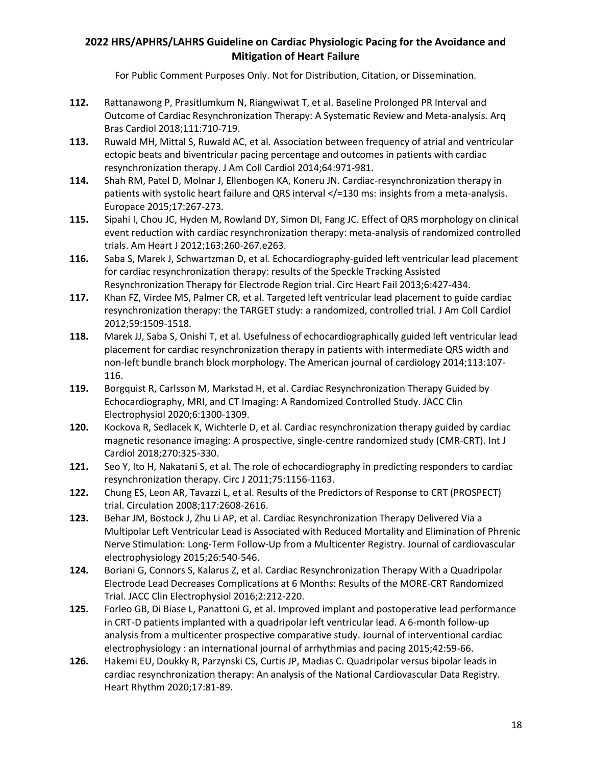112. Rattanawong P, Prasitlumkum N, Riangwiwat T, et al. Baseline Prolonged PR Interval and Outcome of Cardiac Resynchronization Therapy: A Systematic Review and Meta-analysis. Arq Bras Cardiol 2018;111:710-719.
113. Ruwald MH, Mittal S, Ruwald AC, et al. Association between frequency of atrial and ventricular ectopic beats and biventricular pacing percentage and outcomes in patients with cardiac resynchronization therapy. J Am Coll Cardiol 2014;64:971-981.
114. Shah RM, Patel D, Molnar J, Ellenbogen KA, Koneru JN. Cardiac-resynchronization therapy in patients with systolic heart failure and QRS interval </=130 ms: insights from a meta-analysis. Europace 2015;17:267-273.
115. Sipahi I, Chou JC, Hyden M, Rowland DY, Simon DI, Fang JC. Effect of QRS morphology on clinical event reduction with cardiac resynchronization therapy: meta-analysis of randomized controlled trials. Am Heart J 2012;163:260-267.e263.
116. Saba S, Marek J, Schwartzman D, et al. Echocardiography-guided left ventricular lead placement for cardiac resynchronization therapy: results of the Speckle Tracking Assisted Resynchronization Therapy for Electrode Region trial. Circ Heart Fail 2013;6:427-434.
117. Khan FZ, Virdee MS, Palmer CR, et al. Targeted left ventricular lead placement to guide cardiac resynchronization therapy: the TARGET study: a randomized, controlled trial. J Am Coll Cardiol 2012;59:1509-1518.
118. Marek JJ, Saba S, Onishi T, et al. Usefulness of echocardiographically guided left ventricular lead placement for cardiac resynchronization therapy in patients with intermediate QRS width and non-left bundle branch block morphology. The American journal of cardiology 2014;113:107-116.
119. Borgquist R, Carlsson M, Markstad H, et al. Cardiac Resynchronization Therapy Guided by Echocardiography, MRI, and CT Imaging: A Randomized Controlled Study. JACC Clin Electrophysiol 2020;6:1300-1309.
120. Kockova R, Sedlacek K, Wichterle D, et al. Cardiac resynchronization therapy guided by cardiac magnetic resonance imaging: A prospective, single-centre randomized study (CMR-CRT). Int J Cardiol 2018;270:325-330.
121. Seo Y, Ito H, Nakatani S, et al. The role of echocardiography in predicting responders to cardiac resynchronization therapy. Circ J 2011;75:1156-1163.
122. Chung ES, Leon AR, Tavazzi L, et al. Results of the Predictors of Response to CRT (PROSPECT) trial. Circulation 2008;117:2608-2616.
123. Behar JM, Bostock J, Zhu Li AP, et al. Cardiac Resynchronization Therapy Delivered Via a Multipolar Left Ventricular Lead is Associated with Reduced Mortality and Elimination of Phrenic Nerve Stimulation: Long-Term Follow-Up from a Multicenter Registry. Journal of cardiovascular electrophysiology 2015;26:540-546.
124. Boriani G, Connors S, Kalarus Z, et al. Cardiac Resynchronization Therapy With a Quadripolar Electrode Lead Decreases Complications at 6 Months: Results of the MORE-CRT Randomized Trial. JACC Clin Electrophysiol 2016;2:212-220.
125. Forleo GB, Di Biase L, Panattoni G, et al. Improved implant and postoperative lead performance in CRT-D patients implanted with a quadripolar left ventricular lead. A 6-month follow-up analysis from a multicenter prospective comparative study. Journal of interventional cardiac electrophysiology : an international journal of arrhythmias and pacing 2015;42:59-66.
126. Hakemi EU, Doukky R, Parzynski CS, Curtis JP, Madias C. Quadripolar versus bipolar leads in cardiac resynchronization therapy: An analysis of the National Cardiovascular Data Registry. Heart Rhythm 2020;17:81-89.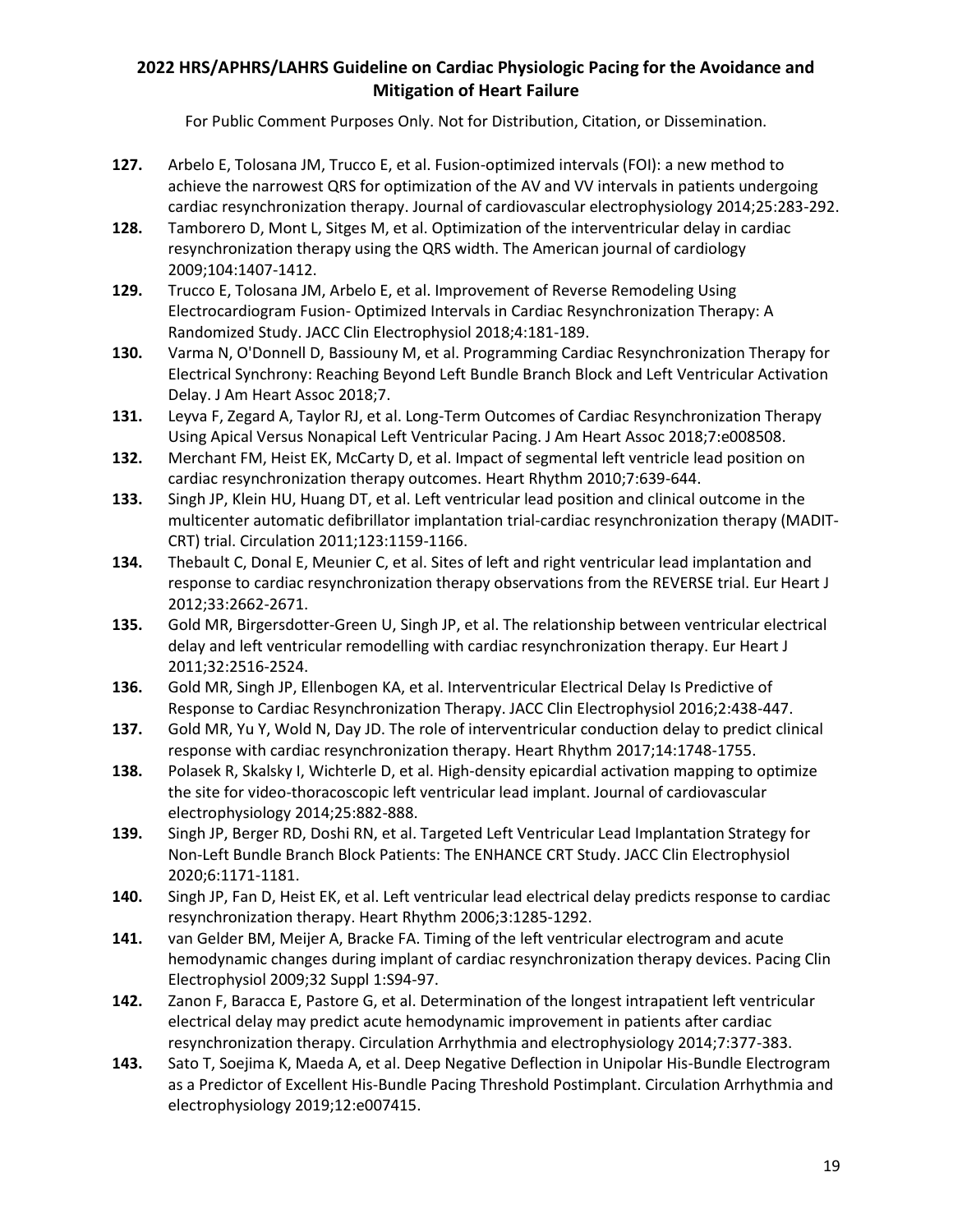**127.** Arbelo E, Tolosana JM, Trucco E, et al. Fusion-optimized intervals (FOI): a new method to achieve the narrowest QRS for optimization of the AV and VV intervals in patients undergoing cardiac resynchronization therapy. Journal of cardiovascular electrophysiology 2014;25:283-292.

**128.** Tamborero D, Mont L, Sitges M, et al. Optimization of the interventricular delay in cardiac resynchronization therapy using the QRS width. The American journal of cardiology 2009;104:1407-1412.

**129.** Trucco E, Tolosana JM, Arbelo E, et al. Improvement of Reverse Remodeling Using Electrocardiogram Fusion- Optimized Intervals in Cardiac Resynchronization Therapy: A Randomized Study. JACC Clin Electrophysiol 2018;4:181-189.

**130.** Varma N, O'Donnell D, Bassiouny M, et al. Programming Cardiac Resynchronization Therapy for Electrical Synchrony: Reaching Beyond Left Bundle Branch Block and Left Ventricular Activation Delay. J Am Heart Assoc 2018;7.

**131.** Leyva F, Zegard A, Taylor RJ, et al. Long-Term Outcomes of Cardiac Resynchronization Therapy Using Apical Versus Nonapical Left Ventricular Pacing. J Am Heart Assoc 2018;7:e008508.

**132.** Merchant FM, Heist EK, McCarty D, et al. Impact of segmental left ventricle lead position on cardiac resynchronization therapy outcomes. Heart Rhythm 2010;7:639-644.

**133.** Singh JP, Klein HU, Huang DT, et al. Left ventricular lead position and clinical outcome in the multicenter automatic defibrillator implantation trial-cardiac resynchronization therapy (MADIT-CRT) trial. Circulation 2011;123:1159-1166.

**134.** Thebault C, Donal E, Meunier C, et al. Sites of left and right ventricular lead implantation and response to cardiac resynchronization therapy observations from the REVERSE trial. Eur Heart J 2012;33:2662-2671.

**135.** Gold MR, Birgersdotter-Green U, Singh JP, et al. The relationship between ventricular electrical delay and left ventricular remodelling with cardiac resynchronization therapy. Eur Heart J 2011;32:2516-2524.

**136.** Gold MR, Singh JP, Ellenbogen KA, et al. Interventricular Electrical Delay Is Predictive of Response to Cardiac Resynchronization Therapy. JACC Clin Electrophysiol 2016;2:438-447.

**137.** Gold MR, Yu Y, Wold N, Day JD. The role of interventricular conduction delay to predict clinical response with cardiac resynchronization therapy. Heart Rhythm 2017;14:1748-1755.

**138.** Polasek R, Skalsky I, Wichterle D, et al. High-density epicardial activation mapping to optimize the site for video-thoracoscopic left ventricular lead implant. Journal of cardiovascular electrophysiology 2014;25:882-888.

**139.** Singh JP, Berger RD, Doshi RN, et al. Targeted Left Ventricular Lead Implantation Strategy for Non-Left Bundle Branch Block Patients: The ENHANCE CRT Study. JACC Clin Electrophysiol 2020;6:1171-1181.

**140.** Singh JP, Fan D, Heist EK, et al. Left ventricular lead electrical delay predicts response to cardiac resynchronization therapy. Heart Rhythm 2006;3:1285-1292.

**141.** van Gelder BM, Meijer A, Bracke FA. Timing of the left ventricular electrogram and acute hemodynamic changes during implant of cardiac resynchronization therapy devices. Pacing Clin Electrophysiol 2009;32 Suppl 1:S94-97.

**142.** Zanon F, Baracca E, Pastore G, et al. Determination of the longest intrapatient left ventricular electrical delay may predict acute hemodynamic improvement in patients after cardiac resynchronization therapy. Circulation Arrhythmia and electrophysiology 2014;7:377-383.

**143.** Sato T, Soejima K, Maeda A, et al. Deep Negative Deflection in Unipolar His-Bundle Electrogram as a Predictor of Excellent His-Bundle Pacing Threshold Postimplant. Circulation Arrhythmia and electrophysiology 2019;12:e007415.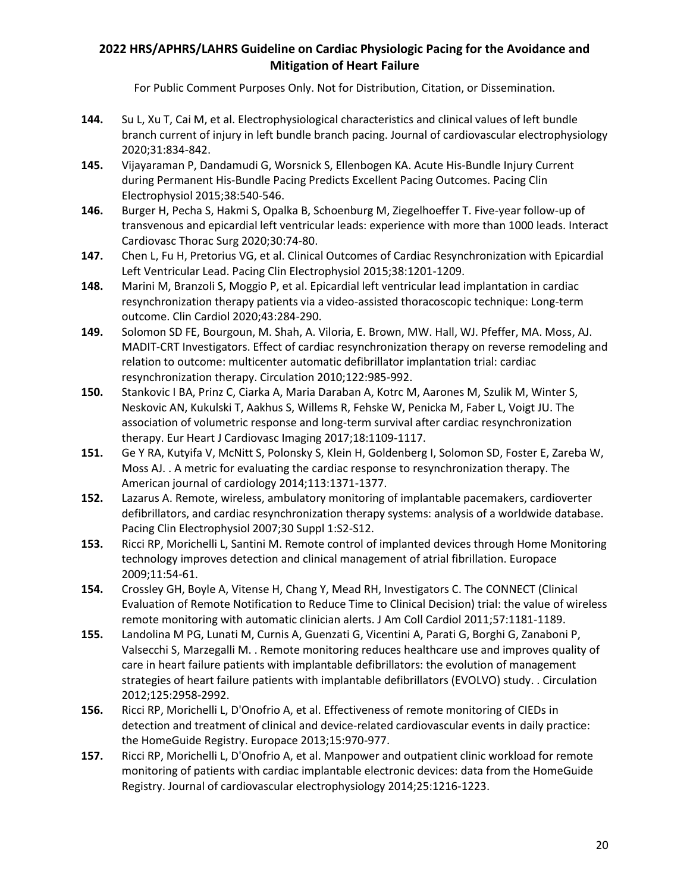**144.** Su L, Xu T, Cai M, et al. Electrophysiological characteristics and clinical values of left bundle branch current of injury in left bundle branch pacing. Journal of cardiovascular electrophysiology 2020;31:834-842.

**145.** Vijayaraman P, Dandamudi G, Worsnick S, Ellenbogen KA. Acute His-Bundle Injury Current during Permanent His-Bundle Pacing Predicts Excellent Pacing Outcomes. Pacing Clin Electrophysiol 2015;38:540-546.

**146.** Burger H, Pecha S, Hakmi S, Opalka B, Schoenburg M, Ziegelhoeffer T. Five-year follow-up of transvenous and epicardial left ventricular leads: experience with more than 1000 leads. Interact Cardiovasc Thorac Surg 2020;30:74-80.

**147.** Chen L, Fu H, Pretorius VG, et al. Clinical Outcomes of Cardiac Resynchronization with Epicardial Left Ventricular Lead. Pacing Clin Electrophysiol 2015;38:1201-1209.

**148.** Marini M, Branzoli S, Moggio P, et al. Epicardial left ventricular lead implantation in cardiac resynchronization therapy patients via a video-assisted thoracoscopic technique: Long-term outcome. Clin Cardiol 2020;43:284-290.

**149.** Solomon SD FE, Bourgoun, M. Shah, A. Viloria, E. Brown, MW. Hall, WJ. Pfeffer, MA. Moss, AJ. MADIT-CRT Investigators. Effect of cardiac resynchronization therapy on reverse remodeling and relation to outcome: multicenter automatic defibrillator implantation trial: cardiac resynchronization therapy. Circulation 2010;122:985-992.

**150.** Stankovic I BA, Prinz C, Ciarka A, Maria Daraban A, Kotrc M, Aarones M, Szulik M, Winter S, Neskovic AN, Kukulski T, Aakhus S, Willems R, Fehske W, Penicka M, Faber L, Voigt JU. The association of volumetric response and long-term survival after cardiac resynchronization therapy. Eur Heart J Cardiovasc Imaging 2017;18:1109-1117.

**151.** Ge Y RA, Kutyifa V, McNitt S, Polonsky S, Klein H, Goldenberg I, Solomon SD, Foster E, Zareba W, Moss AJ. . A metric for evaluating the cardiac response to resynchronization therapy. The American journal of cardiology 2014;113:1371-1377.

**152.** Lazarus A. Remote, wireless, ambulatory monitoring of implantable pacemakers, cardioverter defibrillators, and cardiac resynchronization therapy systems: analysis of a worldwide database. Pacing Clin Electrophysiol 2007;30 Suppl 1:S2-S12.

**153.** Ricci RP, Morichelli L, Santini M. Remote control of implanted devices through Home Monitoring technology improves detection and clinical management of atrial fibrillation. Europace 2009;11:54-61.

**154.** Crossley GH, Boyle A, Vitense H, Chang Y, Mead RH, Investigators C. The CONNECT (Clinical Evaluation of Remote Notification to Reduce Time to Clinical Decision) trial: the value of wireless remote monitoring with automatic clinician alerts. J Am Coll Cardiol 2011;57:1181-1189.

**155.** Landolina M PG, Lunati M, Curnis A, Guenzati G, Vicentini A, Parati G, Borghi G, Zanaboni P, Valsecchi S, Marzegalli M. . Remote monitoring reduces healthcare use and improves quality of care in heart failure patients with implantable defibrillators: the evolution of management strategies of heart failure patients with implantable defibrillators (EVOLVO) study. . Circulation 2012;125:2958-2992.

**156.** Ricci RP, Morichelli L, D'Onofrio A, et al. Effectiveness of remote monitoring of CIEDs in detection and treatment of clinical and device-related cardiovascular events in daily practice: the HomeGuide Registry. Europace 2013;15:970-977.

**157.** Ricci RP, Morichelli L, D'Onofrio A, et al. Manpower and outpatient clinic workload for remote monitoring of patients with cardiac implantable electronic devices: data from the HomeGuide Registry. Journal of cardiovascular electrophysiology 2014;25:1216-1223.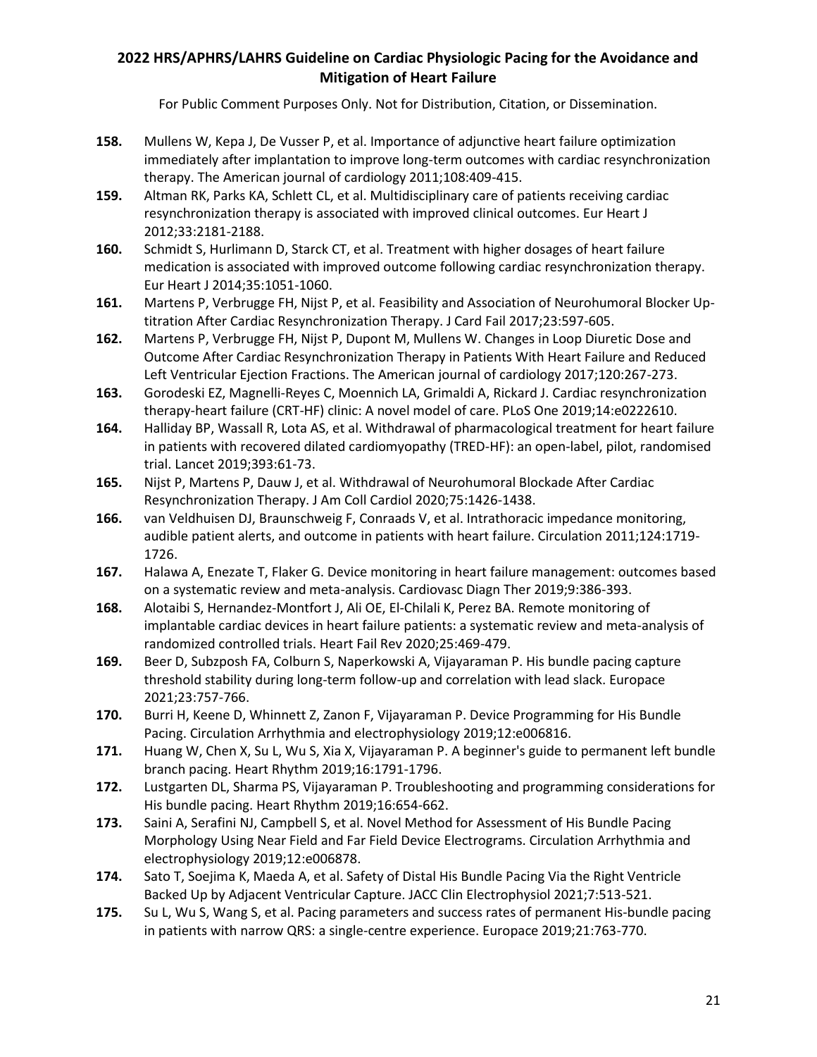**158.** Mullens W, Kepa J, De Vusser P, et al. Importance of adjunctive heart failure optimization immediately after implantation to improve long-term outcomes with cardiac resynchronization therapy. The American journal of cardiology 2011;108:409-415.

**159.** Altman RK, Parks KA, Schlett CL, et al. Multidisciplinary care of patients receiving cardiac resynchronization therapy is associated with improved clinical outcomes. Eur Heart J 2012;33:2181-2188.

**160.** Schmidt S, Hurlimann D, Starck CT, et al. Treatment with higher dosages of heart failure medication is associated with improved outcome following cardiac resynchronization therapy. Eur Heart J 2014;35:1051-1060.

**161.** Martens P, Verbrugge FH, Nijst P, et al. Feasibility and Association of Neurohumoral Blocker Up-titration After Cardiac Resynchronization Therapy. J Card Fail 2017;23:597-605.

**162.** Martens P, Verbrugge FH, Nijst P, Dupont M, Mullens W. Changes in Loop Diuretic Dose and Outcome After Cardiac Resynchronization Therapy in Patients With Heart Failure and Reduced Left Ventricular Ejection Fractions. The American journal of cardiology 2017;120:267-273.

**163.** Gorodeski EZ, Magnelli-Reyes C, Moennich LA, Grimaldi A, Rickard J. Cardiac resynchronization therapy-heart failure (CRT-HF) clinic: A novel model of care. PLoS One 2019;14:e0222610.

**164.** Halliday BP, Wassall R, Lota AS, et al. Withdrawal of pharmacological treatment for heart failure in patients with recovered dilated cardiomyopathy (TRED-HF): an open-label, pilot, randomised trial. Lancet 2019;393:61-73.

**165.** Nijst P, Martens P, Dauw J, et al. Withdrawal of Neurohumoral Blockade After Cardiac Resynchronization Therapy. J Am Coll Cardiol 2020;75:1426-1438.

**166.** van Veldhuisen DJ, Braunschweig F, Conraads V, et al. Intrathoracic impedance monitoring, audible patient alerts, and outcome in patients with heart failure. Circulation 2011;124:1719-1726.

**167.** Halawa A, Enezate T, Flaker G. Device monitoring in heart failure management: outcomes based on a systematic review and meta-analysis. Cardiovasc Diagn Ther 2019;9:386-393.

**168.** Alotaibi S, Hernandez-Montfort J, Ali OE, El-Chilali K, Perez BA. Remote monitoring of implantable cardiac devices in heart failure patients: a systematic review and meta-analysis of randomized controlled trials. Heart Fail Rev 2020;25:469-479.

**169.** Beer D, Subzposh FA, Colburn S, Naperkowski A, Vijayaraman P. His bundle pacing capture threshold stability during long-term follow-up and correlation with lead slack. Europace 2021;23:757-766.

**170.** Burri H, Keene D, Whinnett Z, Zanon F, Vijayaraman P. Device Programming for His Bundle Pacing. Circulation Arrhythmia and electrophysiology 2019;12:e006816.

**171.** Huang W, Chen X, Su L, Wu S, Xia X, Vijayaraman P. A beginner's guide to permanent left bundle branch pacing. Heart Rhythm 2019;16:1791-1796.

**172.** Lustgarten DL, Sharma PS, Vijayaraman P. Troubleshooting and programming considerations for His bundle pacing. Heart Rhythm 2019;16:654-662.

**173.** Saini A, Serafini NJ, Campbell S, et al. Novel Method for Assessment of His Bundle Pacing Morphology Using Near Field and Far Field Device Electrograms. Circulation Arrhythmia and electrophysiology 2019;12:e006878.

**174.** Sato T, Soejima K, Maeda A, et al. Safety of Distal His Bundle Pacing Via the Right Ventricle Backed Up by Adjacent Ventricular Capture. JACC Clin Electrophysiol 2021;7:513-521.

**175.** Su L, Wu S, Wang S, et al. Pacing parameters and success rates of permanent His-bundle pacing in patients with narrow QRS: a single-centre experience. Europace 2019;21:763-770.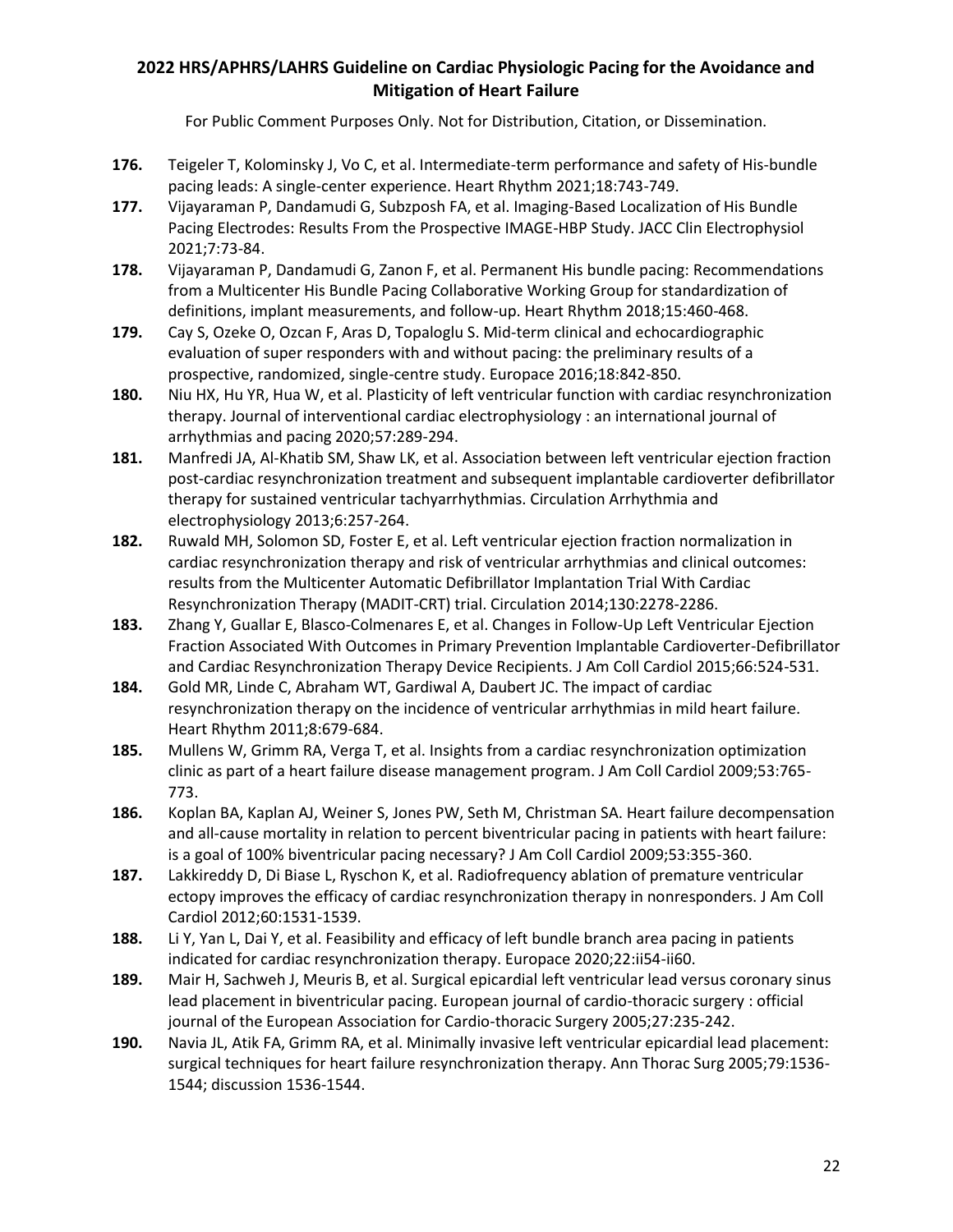176. Teigeler T, Kolominsky J, Vo C, et al. Intermediate-term performance and safety of His-bundle pacing leads: A single-center experience. Heart Rhythm 2021;18:743-749.
177. Vijayaraman P, Dandamudi G, Subzposh FA, et al. Imaging-Based Localization of His Bundle Pacing Electrodes: Results From the Prospective IMAGE-HBP Study. JACC Clin Electrophysiol 2021;7:73-84.
178. Vijayaraman P, Dandamudi G, Zanon F, et al. Permanent His bundle pacing: Recommendations from a Multicenter His Bundle Pacing Collaborative Working Group for standardization of definitions, implant measurements, and follow-up. Heart Rhythm 2018;15:460-468.
179. Cay S, Ozeke O, Ozcan F, Aras D, Topaloglu S. Mid-term clinical and echocardiographic evaluation of super responders with and without pacing: the preliminary results of a prospective, randomized, single-centre study. Europace 2016;18:842-850.
180. Niu HX, Hu YR, Hua W, et al. Plasticity of left ventricular function with cardiac resynchronization therapy. Journal of interventional cardiac electrophysiology : an international journal of arrhythmias and pacing 2020;57:289-294.
181. Manfredi JA, Al-Khatib SM, Shaw LK, et al. Association between left ventricular ejection fraction post-cardiac resynchronization treatment and subsequent implantable cardioverter defibrillator therapy for sustained ventricular tachyarrhythmias. Circulation Arrhythmia and electrophysiology 2013;6:257-264.
182. Ruwald MH, Solomon SD, Foster E, et al. Left ventricular ejection fraction normalization in cardiac resynchronization therapy and risk of ventricular arrhythmias and clinical outcomes: results from the Multicenter Automatic Defibrillator Implantation Trial With Cardiac Resynchronization Therapy (MADIT-CRT) trial. Circulation 2014;130:2278-2286.
183. Zhang Y, Guallar E, Blasco-Colmenares E, et al. Changes in Follow-Up Left Ventricular Ejection Fraction Associated With Outcomes in Primary Prevention Implantable Cardioverter-Defibrillator and Cardiac Resynchronization Therapy Device Recipients. J Am Coll Cardiol 2015;66:524-531.
184. Gold MR, Linde C, Abraham WT, Gardiwal A, Daubert JC. The impact of cardiac resynchronization therapy on the incidence of ventricular arrhythmias in mild heart failure. Heart Rhythm 2011;8:679-684.
185. Mullens W, Grimm RA, Verga T, et al. Insights from a cardiac resynchronization optimization clinic as part of a heart failure disease management program. J Am Coll Cardiol 2009;53:765-773.
186. Koplan BA, Kaplan AJ, Weiner S, Jones PW, Seth M, Christman SA. Heart failure decompensation and all-cause mortality in relation to percent biventricular pacing in patients with heart failure: is a goal of 100% biventricular pacing necessary? J Am Coll Cardiol 2009;53:355-360.
187. Lakkireddy D, Di Biase L, Ryschon K, et al. Radiofrequency ablation of premature ventricular ectopy improves the efficacy of cardiac resynchronization therapy in nonresponders. J Am Coll Cardiol 2012;60:1531-1539.
188. Li Y, Yan L, Dai Y, et al. Feasibility and efficacy of left bundle branch area pacing in patients indicated for cardiac resynchronization therapy. Europace 2020;22:ii54-ii60.
189. Mair H, Sachweh J, Meuris B, et al. Surgical epicardial left ventricular lead versus coronary sinus lead placement in biventricular pacing. European journal of cardio-thoracic surgery : official journal of the European Association for Cardio-thoracic Surgery 2005;27:235-242.
190. Navia JL, Atik FA, Grimm RA, et al. Minimally invasive left ventricular epicardial lead placement: surgical techniques for heart failure resynchronization therapy. Ann Thorac Surg 2005;79:1536-1544; discussion 1536-1544.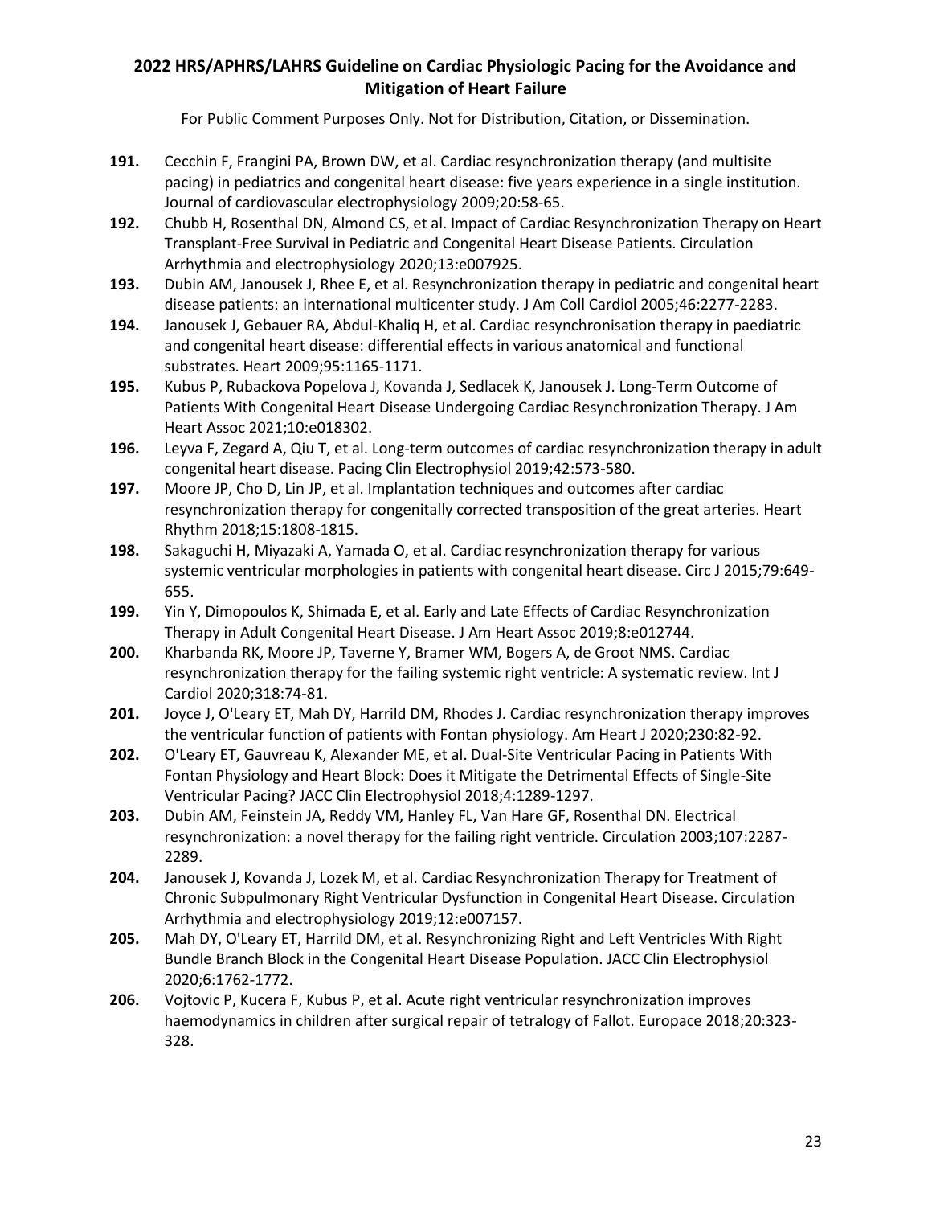191. Cecchin F, Frangini PA, Brown DW, et al. Cardiac resynchronization therapy (and multisite pacing) in pediatrics and congenital heart disease: five years experience in a single institution. Journal of cardiovascular electrophysiology 2009;20:58-65.
192. Chubb H, Rosenthal DN, Almond CS, et al. Impact of Cardiac Resynchronization Therapy on Heart Transplant-Free Survival in Pediatric and Congenital Heart Disease Patients. Circulation Arrhythmia and electrophysiology 2020;13:e007925.
193. Dubin AM, Janousek J, Rhee E, et al. Resynchronization therapy in pediatric and congenital heart disease patients: an international multicenter study. J Am Coll Cardiol 2005;46:2277-2283.
194. Janousek J, Gebauer RA, Abdul-Khaliq H, et al. Cardiac resynchronisation therapy in paediatric and congenital heart disease: differential effects in various anatomical and functional substrates. Heart 2009;95:1165-1171.
195. Kubus P, Rubackova Popelova J, Kovanda J, Sedlacek K, Janousek J. Long-Term Outcome of Patients With Congenital Heart Disease Undergoing Cardiac Resynchronization Therapy. J Am Heart Assoc 2021;10:e018302.
196. Leyva F, Zegard A, Qiu T, et al. Long-term outcomes of cardiac resynchronization therapy in adult congenital heart disease. Pacing Clin Electrophysiol 2019;42:573-580.
197. Moore JP, Cho D, Lin JP, et al. Implantation techniques and outcomes after cardiac resynchronization therapy for congenitally corrected transposition of the great arteries. Heart Rhythm 2018;15:1808-1815.
198. Sakaguchi H, Miyazaki A, Yamada O, et al. Cardiac resynchronization therapy for various systemic ventricular morphologies in patients with congenital heart disease. Circ J 2015;79:649-655.
199. Yin Y, Dimopoulos K, Shimada E, et al. Early and Late Effects of Cardiac Resynchronization Therapy in Adult Congenital Heart Disease. J Am Heart Assoc 2019;8:e012744.
200. Kharbanda RK, Moore JP, Taverne Y, Bramer WM, Bogers A, de Groot NMS. Cardiac resynchronization therapy for the failing systemic right ventricle: A systematic review. Int J Cardiol 2020;318:74-81.
201. Joyce J, O'Leary ET, Mah DY, Harrild DM, Rhodes J. Cardiac resynchronization therapy improves the ventricular function of patients with Fontan physiology. Am Heart J 2020;230:82-92.
202. O'Leary ET, Gauvreau K, Alexander ME, et al. Dual-Site Ventricular Pacing in Patients With Fontan Physiology and Heart Block: Does it Mitigate the Detrimental Effects of Single-Site Ventricular Pacing? JACC Clin Electrophysiol 2018;4:1289-1297.
203. Dubin AM, Feinstein JA, Reddy VM, Hanley FL, Van Hare GF, Rosenthal DN. Electrical resynchronization: a novel therapy for the failing right ventricle. Circulation 2003;107:2287-2289.
204. Janousek J, Kovanda J, Lozek M, et al. Cardiac Resynchronization Therapy for Treatment of Chronic Subpulmonary Right Ventricular Dysfunction in Congenital Heart Disease. Circulation Arrhythmia and electrophysiology 2019;12:e007157.
205. Mah DY, O'Leary ET, Harrild DM, et al. Resynchronizing Right and Left Ventricles With Right Bundle Branch Block in the Congenital Heart Disease Population. JACC Clin Electrophysiol 2020;6:1762-1772.
206. Vojtovic P, Kucera F, Kubus P, et al. Acute right ventricular resynchronization improves haemodynamics in children after surgical repair of tetralogy of Fallot. Europace 2018;20:323-328.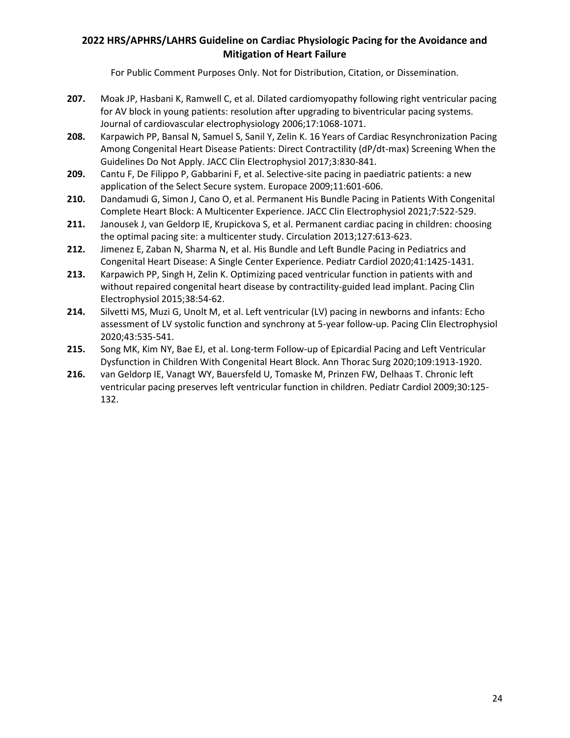For Public Comment Purposes Only. Not for Distribution, Citation, or Dissemination.

**207.** Moak JP, Hasbani K, Ramwell C, et al. Dilated cardiomyopathy following right ventricular pacing for AV block in young patients: resolution after upgrading to biventricular pacing systems. Journal of cardiovascular electrophysiology 2006;17:1068-1071.

**208.** Karpawich PP, Bansal N, Samuel S, Sanil Y, Zelin K. 16 Years of Cardiac Resynchronization Pacing Among Congenital Heart Disease Patients: Direct Contractility (dP/dt-max) Screening When the Guidelines Do Not Apply. JACC Clin Electrophysiol 2017;3:830-841.

**209.** Cantu F, De Filippo P, Gabbarini F, et al. Selective-site pacing in paediatric patients: a new application of the Select Secure system. Europace 2009;11:601-606.

**210.** Dandamudi G, Simon J, Cano O, et al. Permanent His Bundle Pacing in Patients With Congenital Complete Heart Block: A Multicenter Experience. JACC Clin Electrophysiol 2021;7:522-529.

**211.** Janousek J, van Geldorp IE, Krupickova S, et al. Permanent cardiac pacing in children: choosing the optimal pacing site: a multicenter study. Circulation 2013;127:613-623.

**212.** Jimenez E, Zaban N, Sharma N, et al. His Bundle and Left Bundle Pacing in Pediatrics and Congenital Heart Disease: A Single Center Experience. Pediatr Cardiol 2020;41:1425-1431.

**213.** Karpawich PP, Singh H, Zelin K. Optimizing paced ventricular function in patients with and without repaired congenital heart disease by contractility-guided lead implant. Pacing Clin Electrophysiol 2015;38:54-62.

**214.** Silvetti MS, Muzi G, Unolt M, et al. Left ventricular (LV) pacing in newborns and infants: Echo assessment of LV systolic function and synchrony at 5-year follow-up. Pacing Clin Electrophysiol 2020;43:535-541.

**215.** Song MK, Kim NY, Bae EJ, et al. Long-term Follow-up of Epicardial Pacing and Left Ventricular Dysfunction in Children With Congenital Heart Block. Ann Thorac Surg 2020;109:1913-1920.

**216.** van Geldorp IE, Vanagt WY, Bauersfeld U, Tomaske M, Prinzen FW, Delhaas T. Chronic left ventricular pacing preserves left ventricular function in children. Pediatr Cardiol 2009;30:125-132.